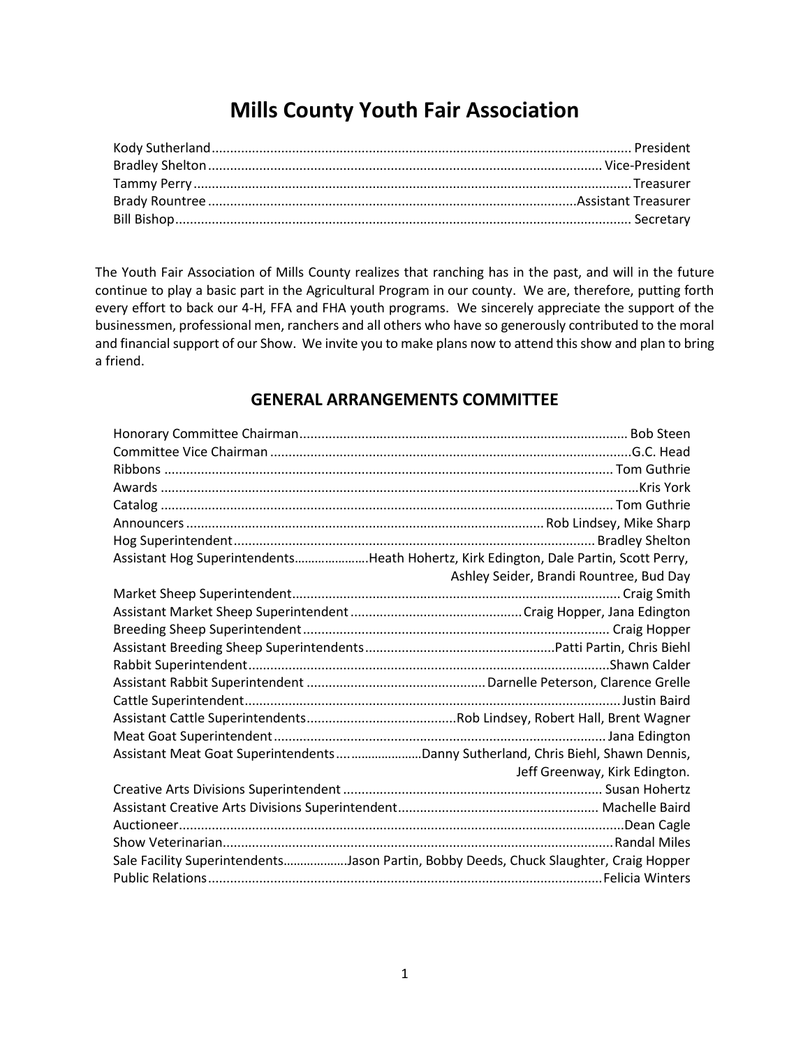# Mills County Youth Fair Association

| | |
|---|---|
| Kody Sutherland | President |
| Bradley Shelton | Vice-President |
| Tammy Perry | Treasurer |
| Brady Rountree | Assistant Treasurer |
| Bill Bishop | Secretary |

The Youth Fair Association of Mills County realizes that ranching has in the past, and will in the future continue to play a basic part in the Agricultural Program in our county. We are, therefore, putting forth every effort to back our 4-H, FFA and FHA youth programs. We sincerely appreciate the support of the businessmen, professional men, ranchers and all others who have so generously contributed to the moral and financial support of our Show. We invite you to make plans now to attend this show and plan to bring a friend.

## GENERAL ARRANGEMENTS COMMITTEE

| | |
|---|---|
| Honorary Committee Chairman | Bob Steen |
| Committee Vice Chairman | G.C. Head |
| Ribbons | Tom Guthrie |
| Awards | Kris York |
| Catalog | Tom Guthrie |
| Announcers | Rob Lindsey, Mike Sharp |
| Hog Superintendent | Bradley Shelton |
| Assistant Hog Superintendents | Heath Hohertz, Kirk Edington, Dale Partin, Scott Perry, Ashley Seider, Brandi Rountree, Bud Day |
| Market Sheep Superintendent | Craig Smith |
| Assistant Market Sheep Superintendent | Craig Hopper, Jana Edington |
| Breeding Sheep Superintendent | Craig Hopper |
| Assistant Breeding Sheep Superintendents | Patti Partin, Chris Biehl |
| Rabbit Superintendent | Shawn Calder |
| Assistant Rabbit Superintendent | Darnelle Peterson, Clarence Grelle |
| Cattle Superintendent | Justin Baird |
| Assistant Cattle Superintendents | Rob Lindsey, Robert Hall, Brent Wagner |
| Meat Goat Superintendent | Jana Edington |
| Assistant Meat Goat Superintendents | Danny Sutherland, Chris Biehl, Shawn Dennis, Jeff Greenway, Kirk Edington. |
| Creative Arts Divisions Superintendent | Susan Hohertz |
| Assistant Creative Arts Divisions Superintendent | Machelle Baird |
| Auctioneer | Dean Cagle |
| Show Veterinarian | Randal Miles |
| Sale Facility Superintendents | Jason Partin, Bobby Deeds, Chuck Slaughter, Craig Hopper |
| Public Relations | Felicia Winters |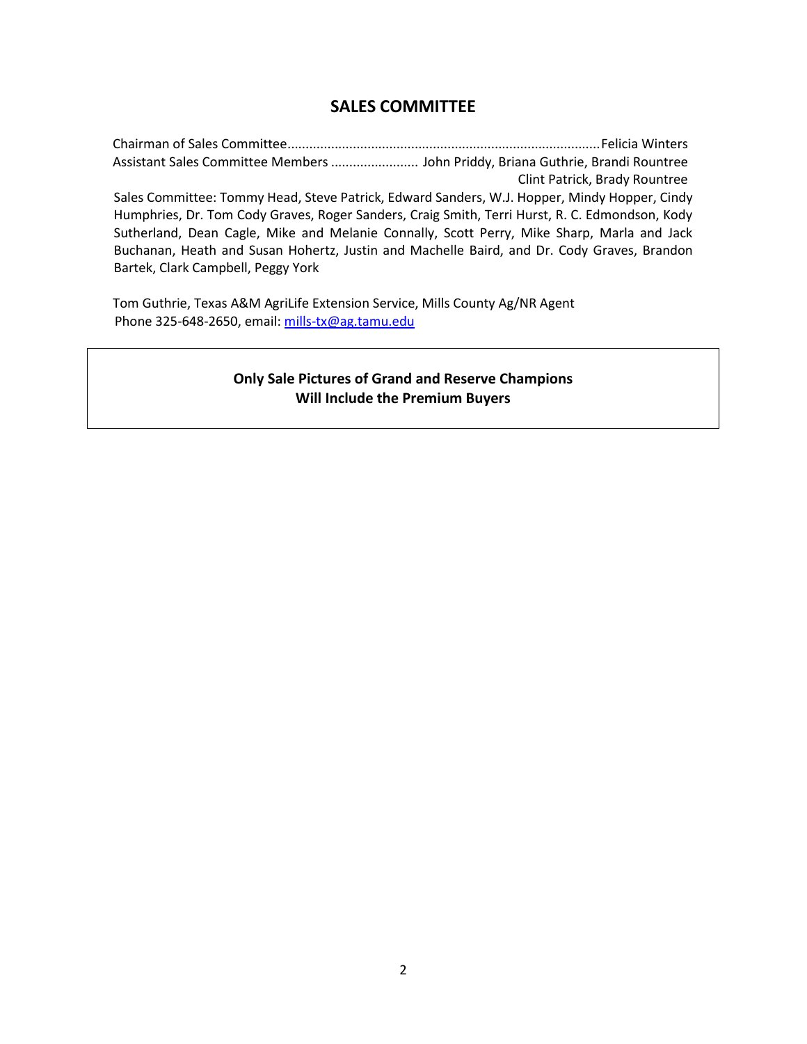## SALES COMMITTEE

Chairman of Sales Committee........................................................................................Felicia Winters

Assistant Sales Committee Members ........................ John Priddy, Briana Guthrie, Brandi Rountree Clint Patrick, Brady Rountree

Sales Committee: Tommy Head, Steve Patrick, Edward Sanders, W.J. Hopper, Mindy Hopper, Cindy Humphries, Dr. Tom Cody Graves, Roger Sanders, Craig Smith, Terri Hurst, R. C. Edmondson, Kody Sutherland, Dean Cagle, Mike and Melanie Connally, Scott Perry, Mike Sharp, Marla and Jack Buchanan, Heath and Susan Hohertz, Justin and Machelle Baird, and Dr. Cody Graves, Brandon Bartek, Clark Campbell, Peggy York

Tom Guthrie, Texas A&M AgriLife Extension Service, Mills County Ag/NR Agent
Phone 325-648-2650, email: mills-tx@ag.tamu.edu

**Only Sale Pictures of Grand and Reserve Champions**
**Will Include the Premium Buyers**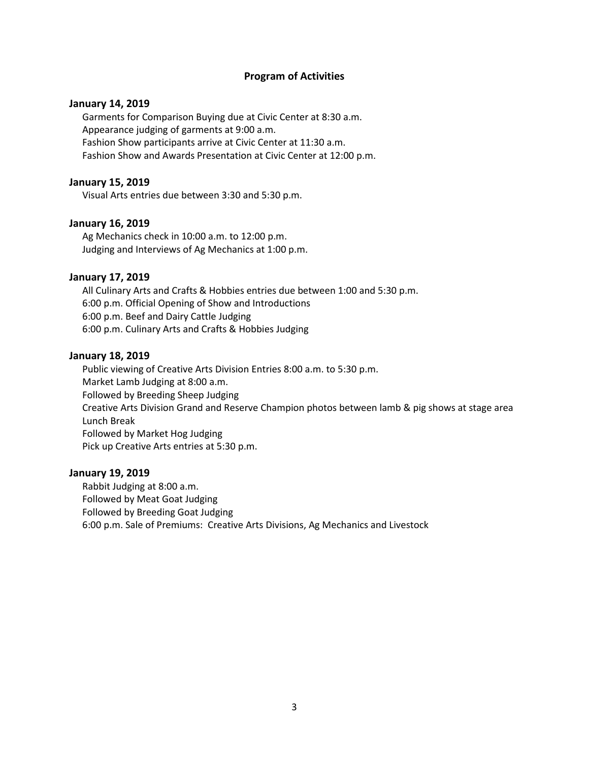## Program of Activities

### January 14, 2019

Garments for Comparison Buying due at Civic Center at 8:30 a.m.
Appearance judging of garments at 9:00 a.m.
Fashion Show participants arrive at Civic Center at 11:30 a.m.
Fashion Show and Awards Presentation at Civic Center at 12:00 p.m.

### January 15, 2019

Visual Arts entries due between 3:30 and 5:30 p.m.

### January 16, 2019

Ag Mechanics check in 10:00 a.m. to 12:00 p.m.
Judging and Interviews of Ag Mechanics at 1:00 p.m.

### January 17, 2019

All Culinary Arts and Crafts & Hobbies entries due between 1:00 and 5:30 p.m.
6:00 p.m. Official Opening of Show and Introductions
6:00 p.m. Beef and Dairy Cattle Judging
6:00 p.m. Culinary Arts and Crafts & Hobbies Judging

### January 18, 2019

Public viewing of Creative Arts Division Entries 8:00 a.m. to 5:30 p.m.
Market Lamb Judging at 8:00 a.m.
Followed by Breeding Sheep Judging
Creative Arts Division Grand and Reserve Champion photos between lamb & pig shows at stage area
Lunch Break
Followed by Market Hog Judging
Pick up Creative Arts entries at 5:30 p.m.

### January 19, 2019

Rabbit Judging at 8:00 a.m.
Followed by Meat Goat Judging
Followed by Breeding Goat Judging
6:00 p.m. Sale of Premiums: Creative Arts Divisions, Ag Mechanics and Livestock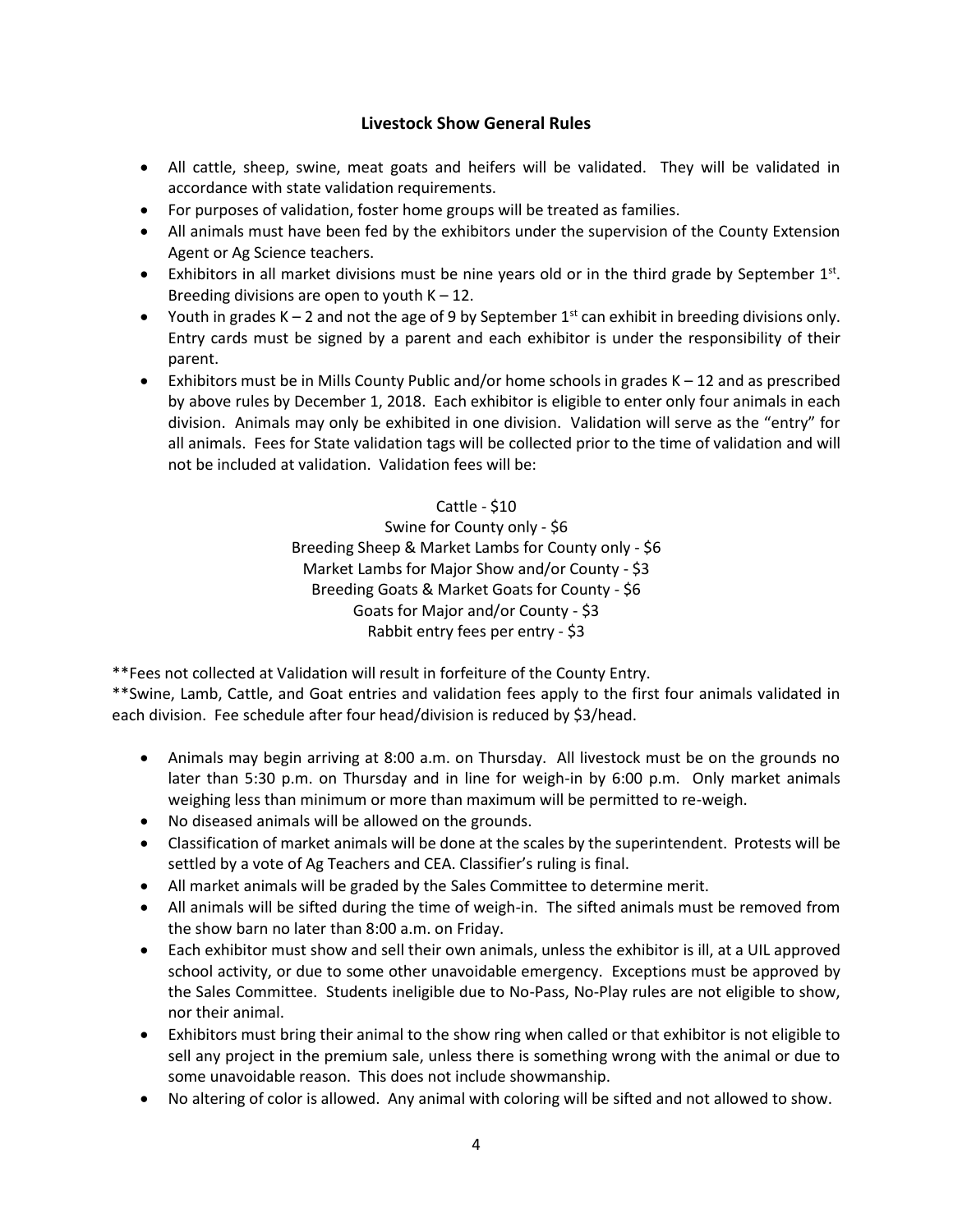## Livestock Show General Rules

- All cattle, sheep, swine, meat goats and heifers will be validated. They will be validated in accordance with state validation requirements.
- For purposes of validation, foster home groups will be treated as families.
- All animals must have been fed by the exhibitors under the supervision of the County Extension Agent or Ag Science teachers.
- Exhibitors in all market divisions must be nine years old or in the third grade by September 1st. Breeding divisions are open to youth K – 12.
- Youth in grades K – 2 and not the age of 9 by September 1st can exhibit in breeding divisions only. Entry cards must be signed by a parent and each exhibitor is under the responsibility of their parent.
- Exhibitors must be in Mills County Public and/or home schools in grades K – 12 and as prescribed by above rules by December 1, 2018. Each exhibitor is eligible to enter only four animals in each division. Animals may only be exhibited in one division. Validation will serve as the "entry" for all animals. Fees for State validation tags will be collected prior to the time of validation and will not be included at validation. Validation fees will be:

  Cattle - $10
  Swine for County only - $6
  Breeding Sheep & Market Lambs for County only - $6
  Market Lambs for Major Show and/or County - $3
  Breeding Goats & Market Goats for County - $6
  Goats for Major and/or County - $3
  Rabbit entry fees per entry - $3

**Fees not collected at Validation will result in forfeiture of the County Entry.
**Swine, Lamb, Cattle, and Goat entries and validation fees apply to the first four animals validated in each division. Fee schedule after four head/division is reduced by $3/head.

- Animals may begin arriving at 8:00 a.m. on Thursday. All livestock must be on the grounds no later than 5:30 p.m. on Thursday and in line for weigh-in by 6:00 p.m. Only market animals weighing less than minimum or more than maximum will be permitted to re-weigh.
- No diseased animals will be allowed on the grounds.
- Classification of market animals will be done at the scales by the superintendent. Protests will be settled by a vote of Ag Teachers and CEA. Classifier's ruling is final.
- All market animals will be graded by the Sales Committee to determine merit.
- All animals will be sifted during the time of weigh-in. The sifted animals must be removed from the show barn no later than 8:00 a.m. on Friday.
- Each exhibitor must show and sell their own animals, unless the exhibitor is ill, at a UIL approved school activity, or due to some other unavoidable emergency. Exceptions must be approved by the Sales Committee. Students ineligible due to No-Pass, No-Play rules are not eligible to show, nor their animal.
- Exhibitors must bring their animal to the show ring when called or that exhibitor is not eligible to sell any project in the premium sale, unless there is something wrong with the animal or due to some unavoidable reason. This does not include showmanship.
- No altering of color is allowed. Any animal with coloring will be sifted and not allowed to show.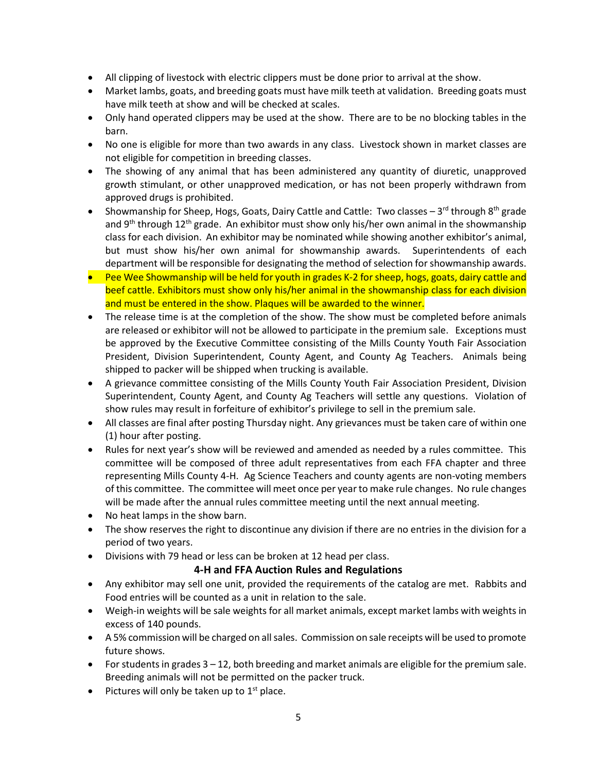- All clipping of livestock with electric clippers must be done prior to arrival at the show.
- Market lambs, goats, and breeding goats must have milk teeth at validation. Breeding goats must have milk teeth at show and will be checked at scales.
- Only hand operated clippers may be used at the show. There are to be no blocking tables in the barn.
- No one is eligible for more than two awards in any class. Livestock shown in market classes are not eligible for competition in breeding classes.
- The showing of any animal that has been administered any quantity of diuretic, unapproved growth stimulant, or other unapproved medication, or has not been properly withdrawn from approved drugs is prohibited.
- Showmanship for Sheep, Hogs, Goats, Dairy Cattle and Cattle: Two classes – 3rd through 8th grade and 9th through 12th grade. An exhibitor must show only his/her own animal in the showmanship class for each division. An exhibitor may be nominated while showing another exhibitor's animal, but must show his/her own animal for showmanship awards. Superintendents of each department will be responsible for designating the method of selection for showmanship awards.
- Pee Wee Showmanship will be held for youth in grades K-2 for sheep, hogs, goats, dairy cattle and beef cattle. Exhibitors must show only his/her animal in the showmanship class for each division and must be entered in the show. Plaques will be awarded to the winner.
- The release time is at the completion of the show. The show must be completed before animals are released or exhibitor will not be allowed to participate in the premium sale. Exceptions must be approved by the Executive Committee consisting of the Mills County Youth Fair Association President, Division Superintendent, County Agent, and County Ag Teachers. Animals being shipped to packer will be shipped when trucking is available.
- A grievance committee consisting of the Mills County Youth Fair Association President, Division Superintendent, County Agent, and County Ag Teachers will settle any questions. Violation of show rules may result in forfeiture of exhibitor's privilege to sell in the premium sale.
- All classes are final after posting Thursday night. Any grievances must be taken care of within one (1) hour after posting.
- Rules for next year's show will be reviewed and amended as needed by a rules committee. This committee will be composed of three adult representatives from each FFA chapter and three representing Mills County 4-H. Ag Science Teachers and county agents are non-voting members of this committee. The committee will meet once per year to make rule changes. No rule changes will be made after the annual rules committee meeting until the next annual meeting.
- No heat lamps in the show barn.
- The show reserves the right to discontinue any division if there are no entries in the division for a period of two years.
- Divisions with 79 head or less can be broken at 12 head per class.

## 4-H and FFA Auction Rules and Regulations

- Any exhibitor may sell one unit, provided the requirements of the catalog are met. Rabbits and Food entries will be counted as a unit in relation to the sale.
- Weigh-in weights will be sale weights for all market animals, except market lambs with weights in excess of 140 pounds.
- A 5% commission will be charged on all sales. Commission on sale receipts will be used to promote future shows.
- For students in grades 3 – 12, both breeding and market animals are eligible for the premium sale. Breeding animals will not be permitted on the packer truck.
- Pictures will only be taken up to 1st place.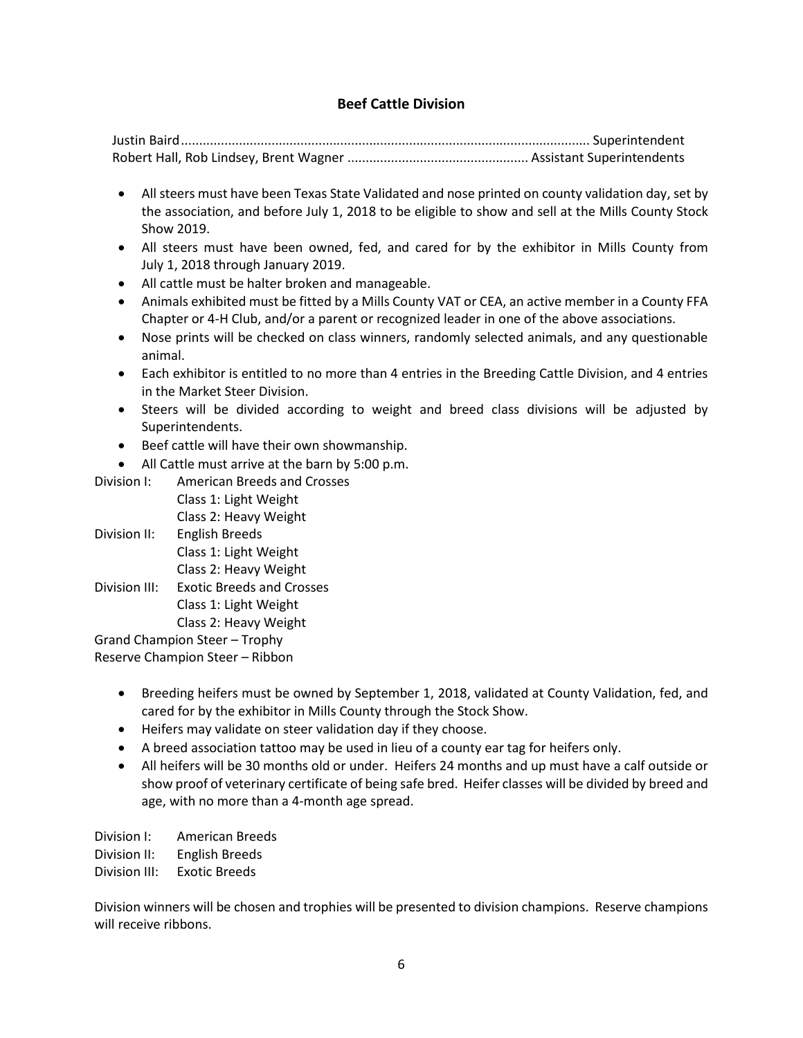## Beef Cattle Division

Justin Baird................................................................................................................ Superintendent
Robert Hall, Rob Lindsey, Brent Wagner .................................................. Assistant Superintendents

- All steers must have been Texas State Validated and nose printed on county validation day, set by the association, and before July 1, 2018 to be eligible to show and sell at the Mills County Stock Show 2019.
- All steers must have been owned, fed, and cared for by the exhibitor in Mills County from July 1, 2018 through January 2019.
- All cattle must be halter broken and manageable.
- Animals exhibited must be fitted by a Mills County VAT or CEA, an active member in a County FFA Chapter or 4-H Club, and/or a parent or recognized leader in one of the above associations.
- Nose prints will be checked on class winners, randomly selected animals, and any questionable animal.
- Each exhibitor is entitled to no more than 4 entries in the Breeding Cattle Division, and 4 entries in the Market Steer Division.
- Steers will be divided according to weight and breed class divisions will be adjusted by Superintendents.
- Beef cattle will have their own showmanship.
- All Cattle must arrive at the barn by 5:00 p.m.

Division I: American Breeds and Crosses
- Class 1: Light Weight
- Class 2: Heavy Weight

Division II: English Breeds
- Class 1: Light Weight
- Class 2: Heavy Weight

Division III: Exotic Breeds and Crosses
- Class 1: Light Weight
- Class 2: Heavy Weight

Grand Champion Steer – Trophy
Reserve Champion Steer – Ribbon

- Breeding heifers must be owned by September 1, 2018, validated at County Validation, fed, and cared for by the exhibitor in Mills County through the Stock Show.
- Heifers may validate on steer validation day if they choose.
- A breed association tattoo may be used in lieu of a county ear tag for heifers only.
- All heifers will be 30 months old or under. Heifers 24 months and up must have a calf outside or show proof of veterinary certificate of being safe bred. Heifer classes will be divided by breed and age, with no more than a 4-month age spread.

Division I: American Breeds
Division II: English Breeds
Division III: Exotic Breeds

Division winners will be chosen and trophies will be presented to division champions. Reserve champions will receive ribbons.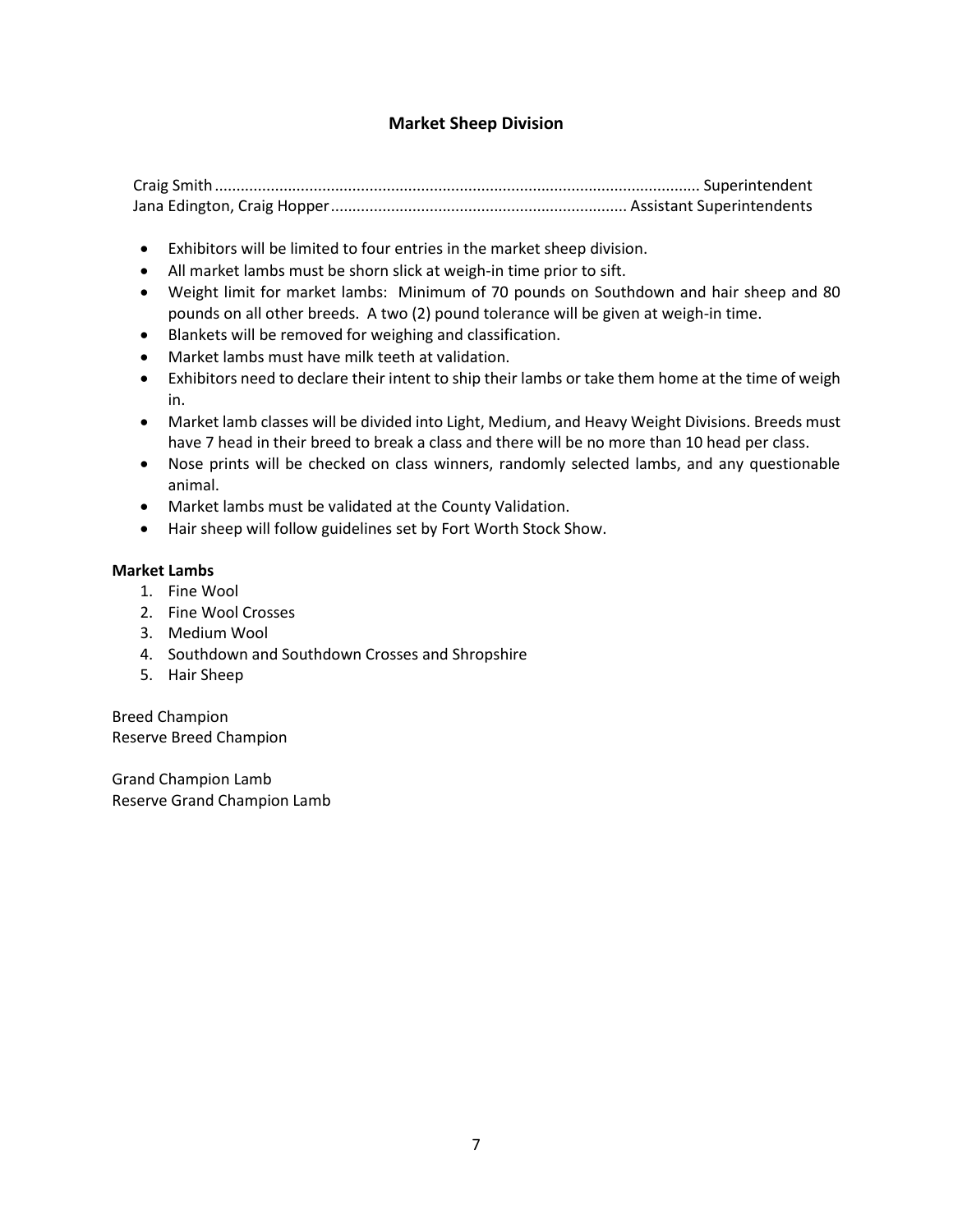## Market Sheep Division

Craig Smith ................................................................................................................ Superintendent
Jana Edington, Craig Hopper.................................................................... Assistant Superintendents

- Exhibitors will be limited to four entries in the market sheep division.
- All market lambs must be shorn slick at weigh-in time prior to sift.
- Weight limit for market lambs: Minimum of 70 pounds on Southdown and hair sheep and 80 pounds on all other breeds. A two (2) pound tolerance will be given at weigh-in time.
- Blankets will be removed for weighing and classification.
- Market lambs must have milk teeth at validation.
- Exhibitors need to declare their intent to ship their lambs or take them home at the time of weigh in.
- Market lamb classes will be divided into Light, Medium, and Heavy Weight Divisions. Breeds must have 7 head in their breed to break a class and there will be no more than 10 head per class.
- Nose prints will be checked on class winners, randomly selected lambs, and any questionable animal.
- Market lambs must be validated at the County Validation.
- Hair sheep will follow guidelines set by Fort Worth Stock Show.

**Market Lambs**

1. Fine Wool
2. Fine Wool Crosses
3. Medium Wool
4. Southdown and Southdown Crosses and Shropshire
5. Hair Sheep

Breed Champion
Reserve Breed Champion

Grand Champion Lamb
Reserve Grand Champion Lamb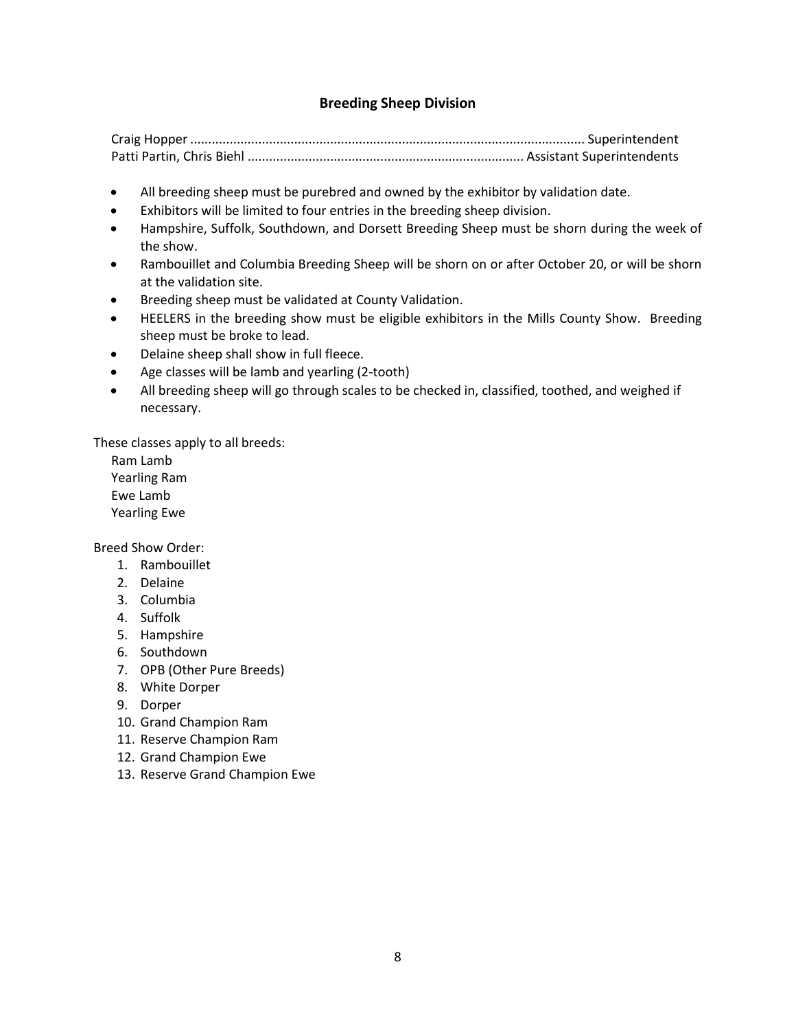## Breeding Sheep Division

Craig Hopper ........................................................................................................... Superintendent
Patti Partin, Chris Biehl ........................................................................... Assistant Superintendents

- All breeding sheep must be purebred and owned by the exhibitor by validation date.
- Exhibitors will be limited to four entries in the breeding sheep division.
- Hampshire, Suffolk, Southdown, and Dorsett Breeding Sheep must be shorn during the week of the show.
- Rambouillet and Columbia Breeding Sheep will be shorn on or after October 20, or will be shorn at the validation site.
- Breeding sheep must be validated at County Validation.
- HEELERS in the breeding show must be eligible exhibitors in the Mills County Show. Breeding sheep must be broke to lead.
- Delaine sheep shall show in full fleece.
- Age classes will be lamb and yearling (2-tooth)
- All breeding sheep will go through scales to be checked in, classified, toothed, and weighed if necessary.

These classes apply to all breeds:
Ram Lamb
Yearling Ram
Ewe Lamb
Yearling Ewe

Breed Show Order:

1. Rambouillet
2. Delaine
3. Columbia
4. Suffolk
5. Hampshire
6. Southdown
7. OPB (Other Pure Breeds)
8. White Dorper
9. Dorper
10. Grand Champion Ram
11. Reserve Champion Ram
12. Grand Champion Ewe
13. Reserve Grand Champion Ewe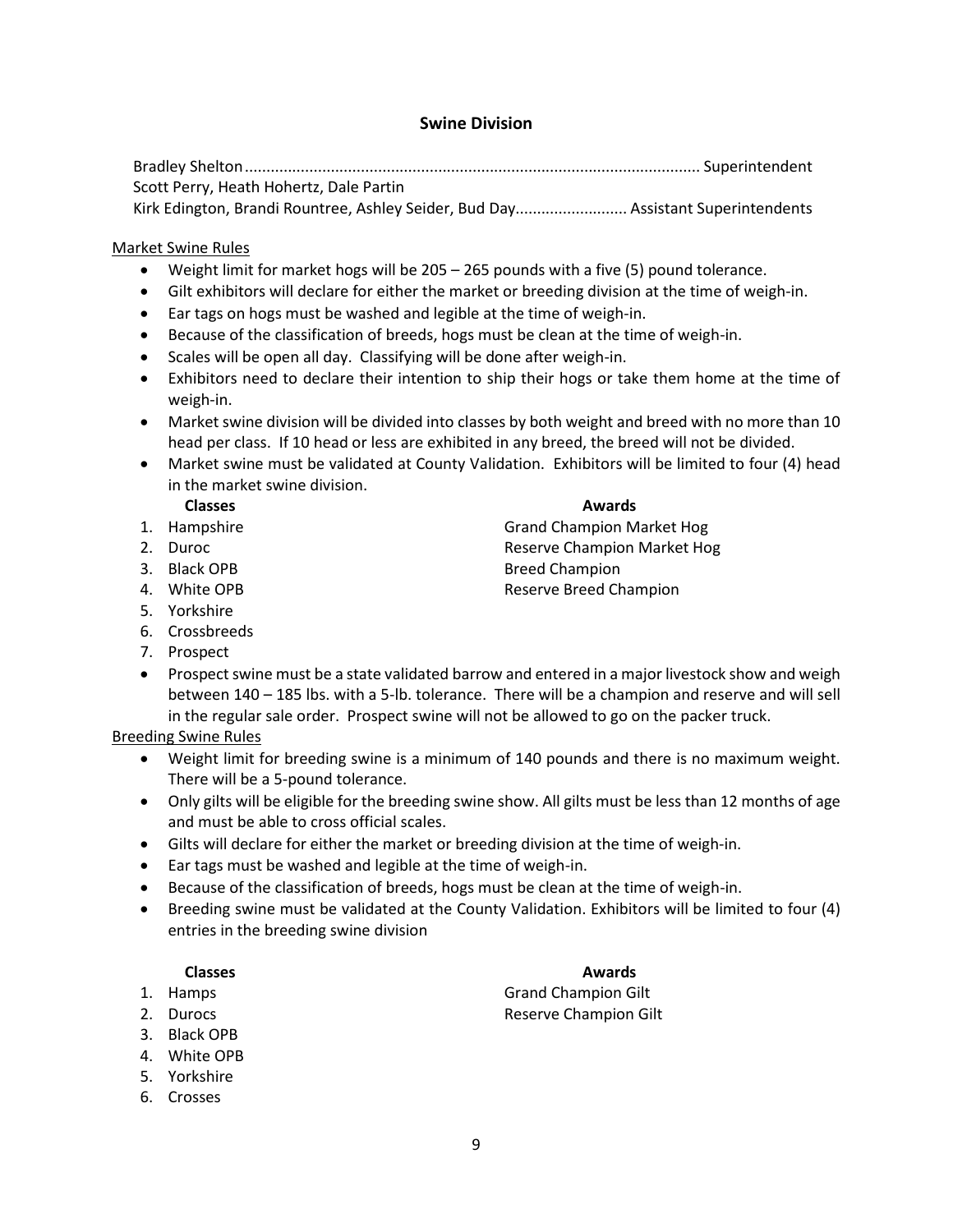## Swine Division

Bradley Shelton........................................................................................................ Superintendent
Scott Perry, Heath Hohertz, Dale Partin
Kirk Edington, Brandi Rountree, Ashley Seider, Bud Day.......................... Assistant Superintendents

Market Swine Rules

- Weight limit for market hogs will be 205 – 265 pounds with a five (5) pound tolerance.
- Gilt exhibitors will declare for either the market or breeding division at the time of weigh-in.
- Ear tags on hogs must be washed and legible at the time of weigh-in.
- Because of the classification of breeds, hogs must be clean at the time of weigh-in.
- Scales will be open all day. Classifying will be done after weigh-in.
- Exhibitors need to declare their intention to ship their hogs or take them home at the time of weigh-in.
- Market swine division will be divided into classes by both weight and breed with no more than 10 head per class. If 10 head or less are exhibited in any breed, the breed will not be divided.
- Market swine must be validated at County Validation. Exhibitors will be limited to four (4) head in the market swine division.

**Classes**

1. Hampshire
2. Duroc
3. Black OPB
4. White OPB
5. Yorkshire
6. Crossbreeds
7. Prospect

**Awards**

- Grand Champion Market Hog
- Reserve Champion Market Hog
- Breed Champion
- Reserve Breed Champion

- Prospect swine must be a state validated barrow and entered in a major livestock show and weigh between 140 – 185 lbs. with a 5-lb. tolerance. There will be a champion and reserve and will sell in the regular sale order. Prospect swine will not be allowed to go on the packer truck.

Breeding Swine Rules

- Weight limit for breeding swine is a minimum of 140 pounds and there is no maximum weight. There will be a 5-pound tolerance.
- Only gilts will be eligible for the breeding swine show. All gilts must be less than 12 months of age and must be able to cross official scales.
- Gilts will declare for either the market or breeding division at the time of weigh-in.
- Ear tags must be washed and legible at the time of weigh-in.
- Because of the classification of breeds, hogs must be clean at the time of weigh-in.
- Breeding swine must be validated at the County Validation. Exhibitors will be limited to four (4) entries in the breeding swine division

**Classes**

1. Hamps
2. Durocs
3. Black OPB
4. White OPB
5. Yorkshire
6. Crosses

**Awards**

- Grand Champion Gilt
- Reserve Champion Gilt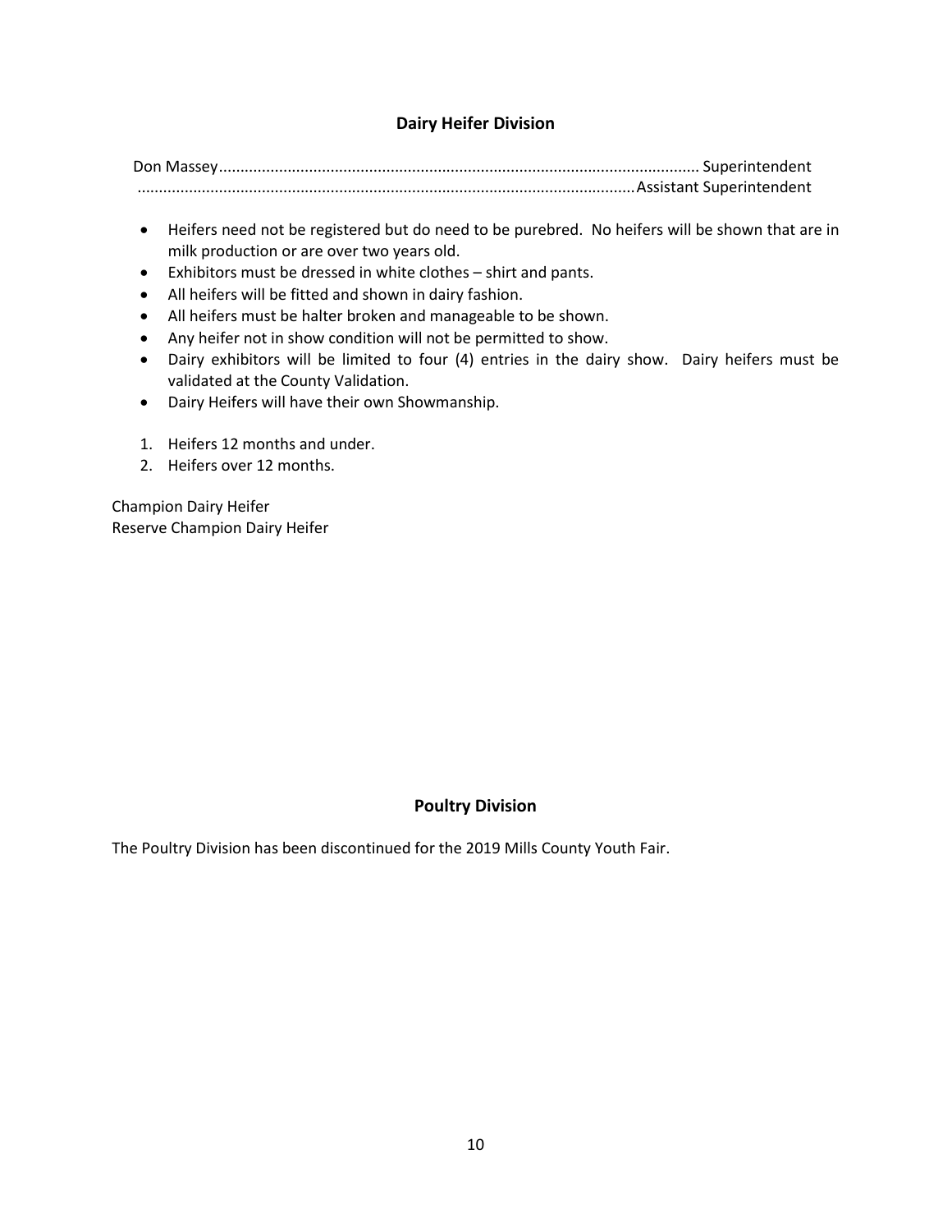## Dairy Heifer Division

Don Massey............................................................................................................... Superintendent
...................................................................................................................Assistant Superintendent

- Heifers need not be registered but do need to be purebred. No heifers will be shown that are in milk production or are over two years old.
- Exhibitors must be dressed in white clothes – shirt and pants.
- All heifers will be fitted and shown in dairy fashion.
- All heifers must be halter broken and manageable to be shown.
- Any heifer not in show condition will not be permitted to show.
- Dairy exhibitors will be limited to four (4) entries in the dairy show. Dairy heifers must be validated at the County Validation.
- Dairy Heifers will have their own Showmanship.

1. Heifers 12 months and under.
2. Heifers over 12 months.

Champion Dairy Heifer
Reserve Champion Dairy Heifer

## Poultry Division

The Poultry Division has been discontinued for the 2019 Mills County Youth Fair.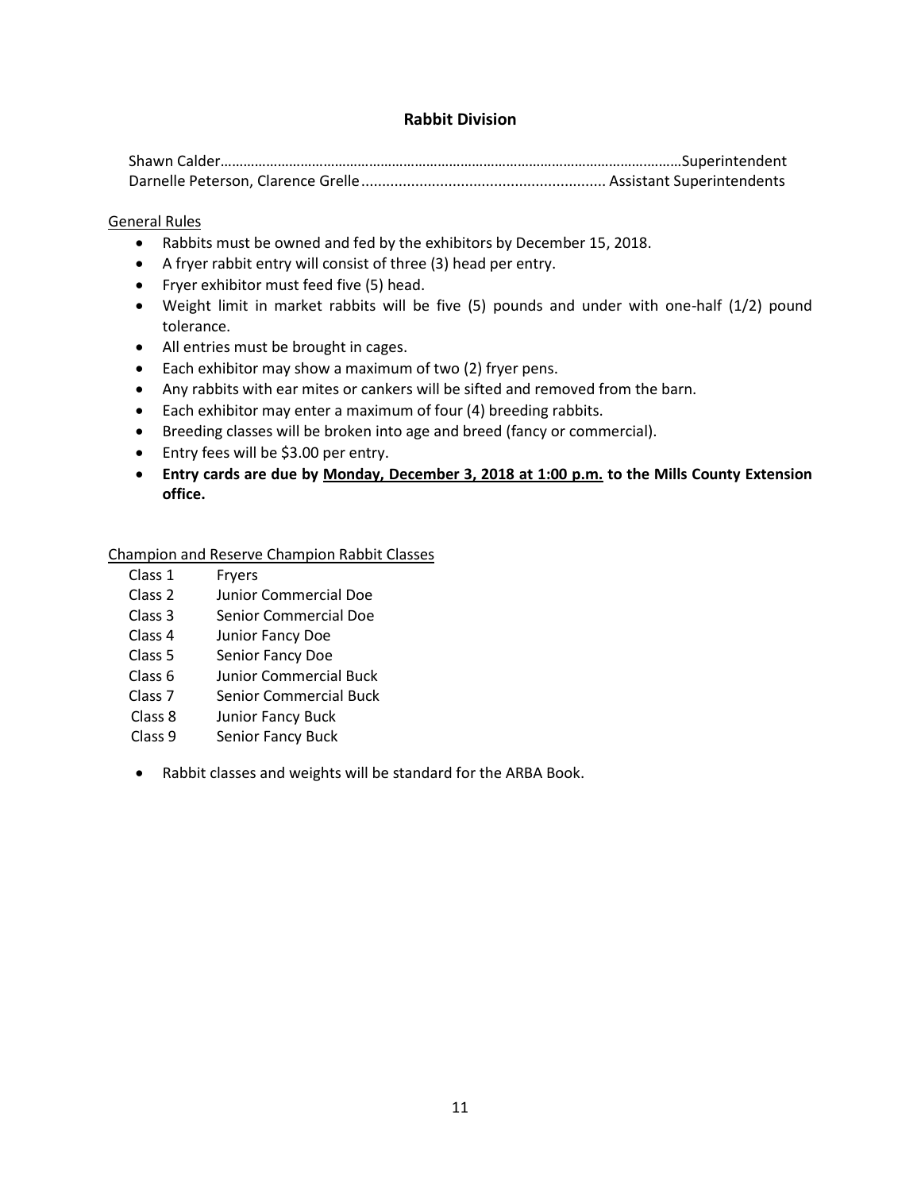## Rabbit Division

Shawn Calder……………………………………………………………………………………………………………Superintendent
Darnelle Peterson, Clarence Grelle........................................................... Assistant Superintendents

<u>General Rules</u>

- Rabbits must be owned and fed by the exhibitors by December 15, 2018.
- A fryer rabbit entry will consist of three (3) head per entry.
- Fryer exhibitor must feed five (5) head.
- Weight limit in market rabbits will be five (5) pounds and under with one-half (1/2) pound tolerance.
- All entries must be brought in cages.
- Each exhibitor may show a maximum of two (2) fryer pens.
- Any rabbits with ear mites or cankers will be sifted and removed from the barn.
- Each exhibitor may enter a maximum of four (4) breeding rabbits.
- Breeding classes will be broken into age and breed (fancy or commercial).
- Entry fees will be $3.00 per entry.
- **Entry cards are due by <u>Monday, December 3, 2018 at 1:00 p.m.</u> to the Mills County Extension office.**

<u>Champion and Reserve Champion Rabbit Classes</u>

Class 1 Fryers
Class 2 Junior Commercial Doe
Class 3 Senior Commercial Doe
Class 4 Junior Fancy Doe
Class 5 Senior Fancy Doe
Class 6 Junior Commercial Buck
Class 7 Senior Commercial Buck
Class 8 Junior Fancy Buck
Class 9 Senior Fancy Buck

- Rabbit classes and weights will be standard for the ARBA Book.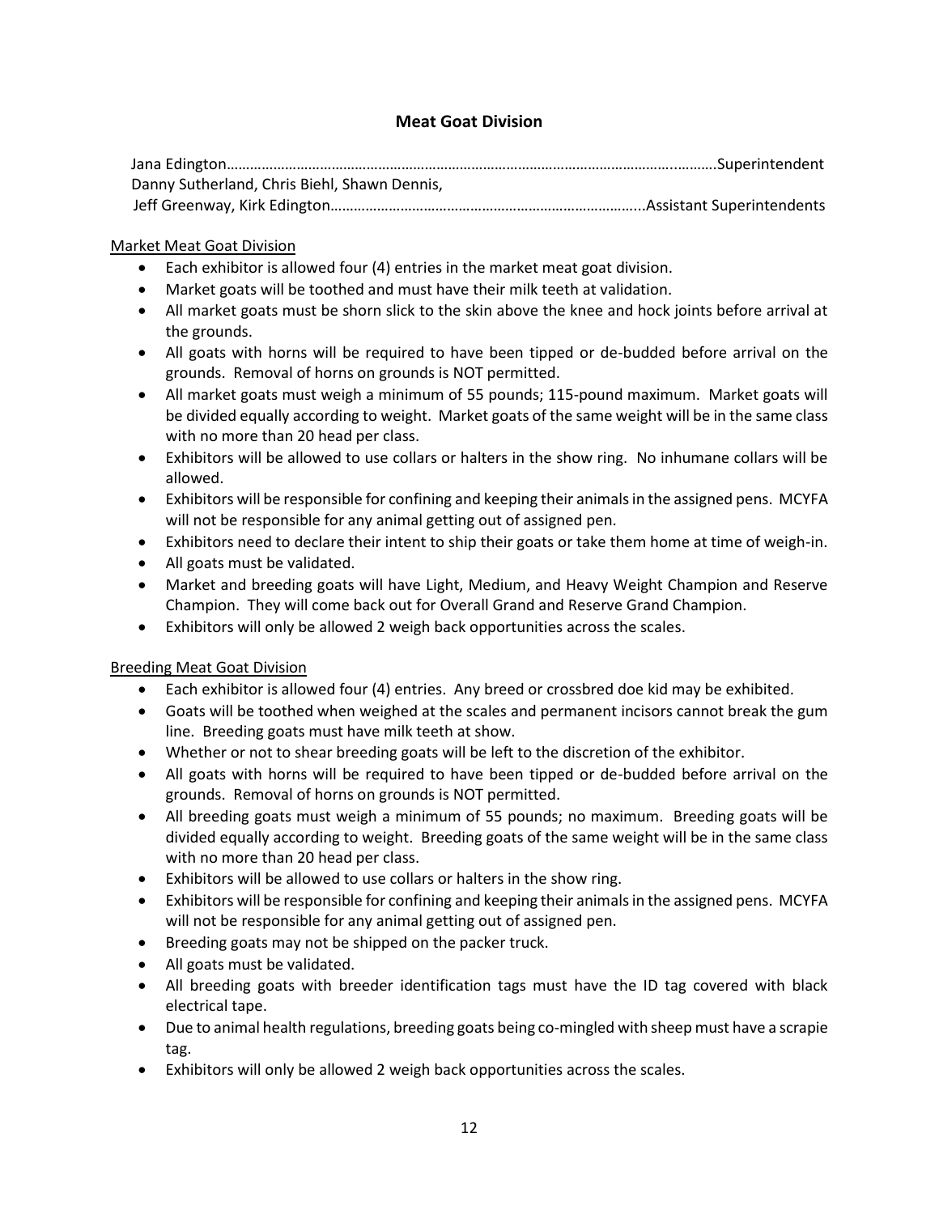## Meat Goat Division

Jana Edington……………………………………………………………………………………………………..……….Superintendent
Danny Sutherland, Chris Biehl, Shawn Dennis,
Jeff Greenway, Kirk Edington……………………………………………………………………...Assistant Superintendents

### Market Meat Goat Division

- Each exhibitor is allowed four (4) entries in the market meat goat division.
- Market goats will be toothed and must have their milk teeth at validation.
- All market goats must be shorn slick to the skin above the knee and hock joints before arrival at the grounds.
- All goats with horns will be required to have been tipped or de-budded before arrival on the grounds. Removal of horns on grounds is NOT permitted.
- All market goats must weigh a minimum of 55 pounds; 115-pound maximum. Market goats will be divided equally according to weight. Market goats of the same weight will be in the same class with no more than 20 head per class.
- Exhibitors will be allowed to use collars or halters in the show ring. No inhumane collars will be allowed.
- Exhibitors will be responsible for confining and keeping their animals in the assigned pens. MCYFA will not be responsible for any animal getting out of assigned pen.
- Exhibitors need to declare their intent to ship their goats or take them home at time of weigh-in.
- All goats must be validated.
- Market and breeding goats will have Light, Medium, and Heavy Weight Champion and Reserve Champion. They will come back out for Overall Grand and Reserve Grand Champion.
- Exhibitors will only be allowed 2 weigh back opportunities across the scales.

### Breeding Meat Goat Division

- Each exhibitor is allowed four (4) entries. Any breed or crossbred doe kid may be exhibited.
- Goats will be toothed when weighed at the scales and permanent incisors cannot break the gum line. Breeding goats must have milk teeth at show.
- Whether or not to shear breeding goats will be left to the discretion of the exhibitor.
- All goats with horns will be required to have been tipped or de-budded before arrival on the grounds. Removal of horns on grounds is NOT permitted.
- All breeding goats must weigh a minimum of 55 pounds; no maximum. Breeding goats will be divided equally according to weight. Breeding goats of the same weight will be in the same class with no more than 20 head per class.
- Exhibitors will be allowed to use collars or halters in the show ring.
- Exhibitors will be responsible for confining and keeping their animals in the assigned pens. MCYFA will not be responsible for any animal getting out of assigned pen.
- Breeding goats may not be shipped on the packer truck.
- All goats must be validated.
- All breeding goats with breeder identification tags must have the ID tag covered with black electrical tape.
- Due to animal health regulations, breeding goats being co-mingled with sheep must have a scrapie tag.
- Exhibitors will only be allowed 2 weigh back opportunities across the scales.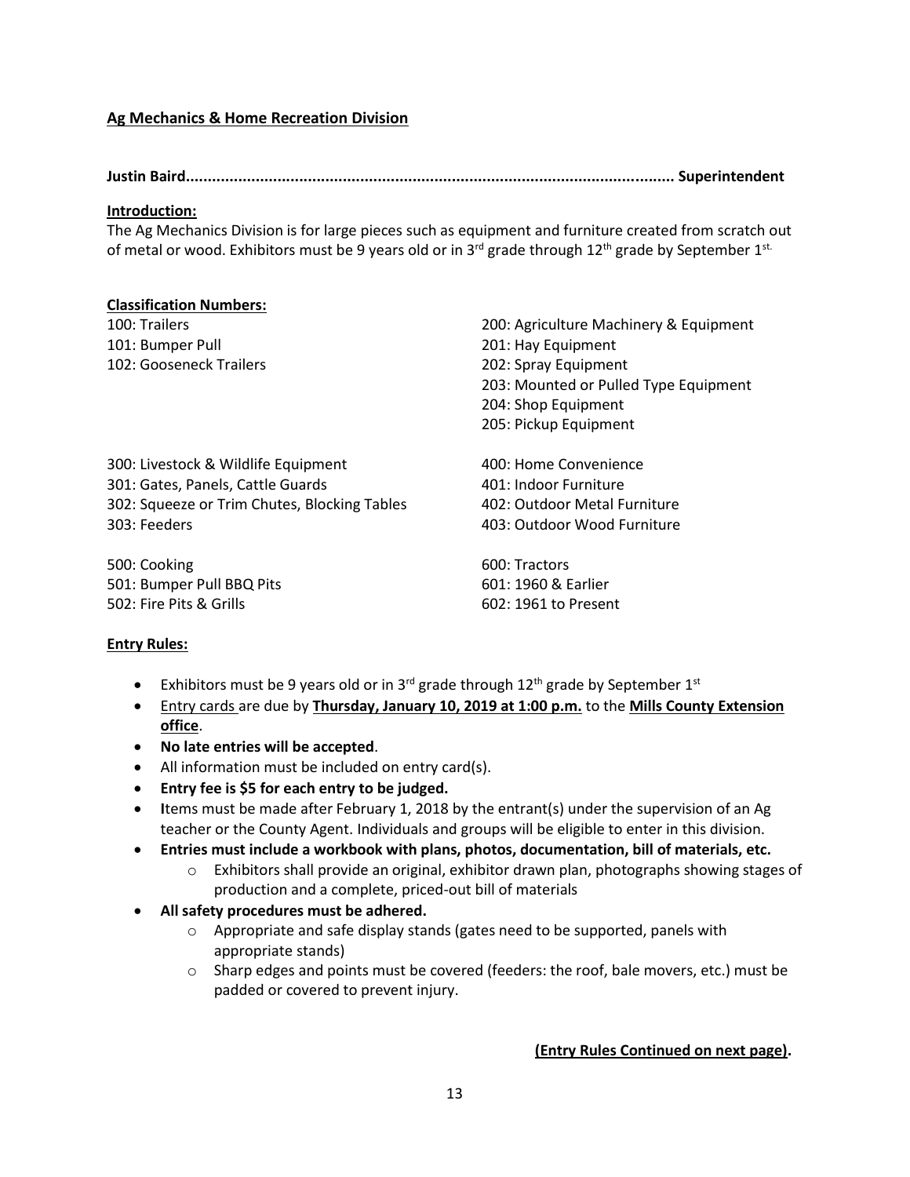## Ag Mechanics & Home Recreation Division

**Justin Baird............................................................................................................. Superintendent**

**Introduction:**

The Ag Mechanics Division is for large pieces such as equipment and furniture created from scratch out of metal or wood. Exhibitors must be 9 years old or in 3rd grade through 12th grade by September 1st.

**Classification Numbers:**

100: Trailers
101: Bumper Pull
102: Gooseneck Trailers

200: Agriculture Machinery & Equipment
201: Hay Equipment
202: Spray Equipment
203: Mounted or Pulled Type Equipment
204: Shop Equipment
205: Pickup Equipment

300: Livestock & Wildlife Equipment
301: Gates, Panels, Cattle Guards
302: Squeeze or Trim Chutes, Blocking Tables
303: Feeders

400: Home Convenience
401: Indoor Furniture
402: Outdoor Metal Furniture
403: Outdoor Wood Furniture

500: Cooking
501: Bumper Pull BBQ Pits
502: Fire Pits & Grills

600: Tractors
601: 1960 & Earlier
602: 1961 to Present

**Entry Rules:**

- Exhibitors must be 9 years old or in 3rd grade through 12th grade by September 1st
- Entry cards are due by **Thursday, January 10, 2019 at 1:00 p.m.** to the **Mills County Extension office**.
- **No late entries will be accepted**.
- All information must be included on entry card(s).
- **Entry fee is $5 for each entry to be judged.**
- Items must be made after February 1, 2018 by the entrant(s) under the supervision of an Ag teacher or the County Agent. Individuals and groups will be eligible to enter in this division.
- **Entries must include a workbook with plans, photos, documentation, bill of materials, etc.**
  - Exhibitors shall provide an original, exhibitor drawn plan, photographs showing stages of production and a complete, priced-out bill of materials
- **All safety procedures must be adhered.**
  - Appropriate and safe display stands (gates need to be supported, panels with appropriate stands)
  - Sharp edges and points must be covered (feeders: the roof, bale movers, etc.) must be padded or covered to prevent injury.

**(Entry Rules Continued on next page).**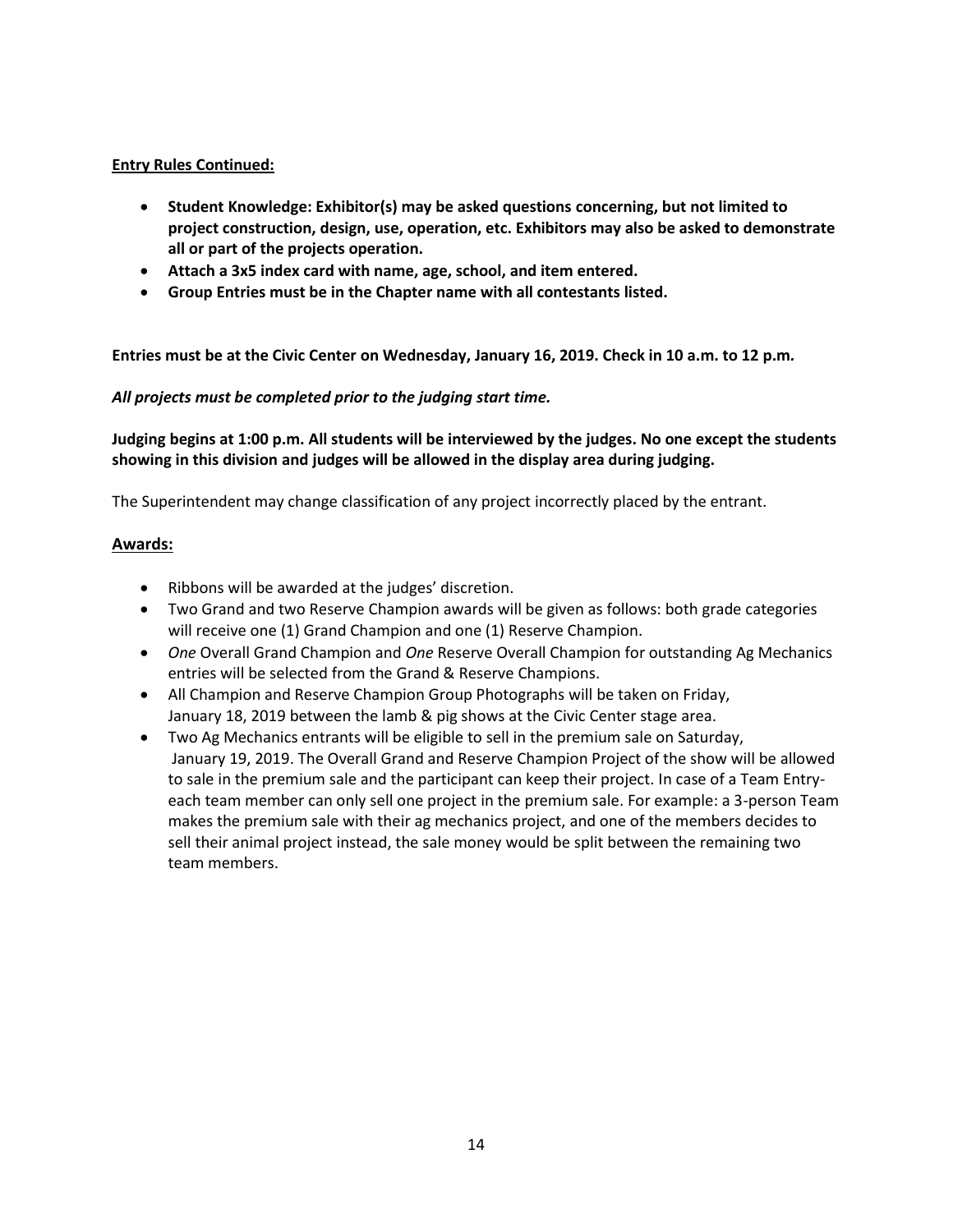**Entry Rules Continued:**

- **Student Knowledge: Exhibitor(s) may be asked questions concerning, but not limited to project construction, design, use, operation, etc. Exhibitors may also be asked to demonstrate all or part of the projects operation.**
- **Attach a 3x5 index card with name, age, school, and item entered.**
- **Group Entries must be in the Chapter name with all contestants listed.**

**Entries must be at the Civic Center on Wednesday, January 16, 2019. Check in 10 a.m. to 12 p.m.**

***All projects must be completed prior to the judging start time.***

**Judging begins at 1:00 p.m. All students will be interviewed by the judges. No one except the students showing in this division and judges will be allowed in the display area during judging.**

The Superintendent may change classification of any project incorrectly placed by the entrant.

## Awards:

- Ribbons will be awarded at the judges' discretion.
- Two Grand and two Reserve Champion awards will be given as follows: both grade categories will receive one (1) Grand Champion and one (1) Reserve Champion.
- *One* Overall Grand Champion and *One* Reserve Overall Champion for outstanding Ag Mechanics entries will be selected from the Grand & Reserve Champions.
- All Champion and Reserve Champion Group Photographs will be taken on Friday, January 18, 2019 between the lamb & pig shows at the Civic Center stage area.
- Two Ag Mechanics entrants will be eligible to sell in the premium sale on Saturday, January 19, 2019. The Overall Grand and Reserve Champion Project of the show will be allowed to sale in the premium sale and the participant can keep their project. In case of a Team Entry- each team member can only sell one project in the premium sale. For example: a 3-person Team makes the premium sale with their ag mechanics project, and one of the members decides to sell their animal project instead, the sale money would be split between the remaining two team members.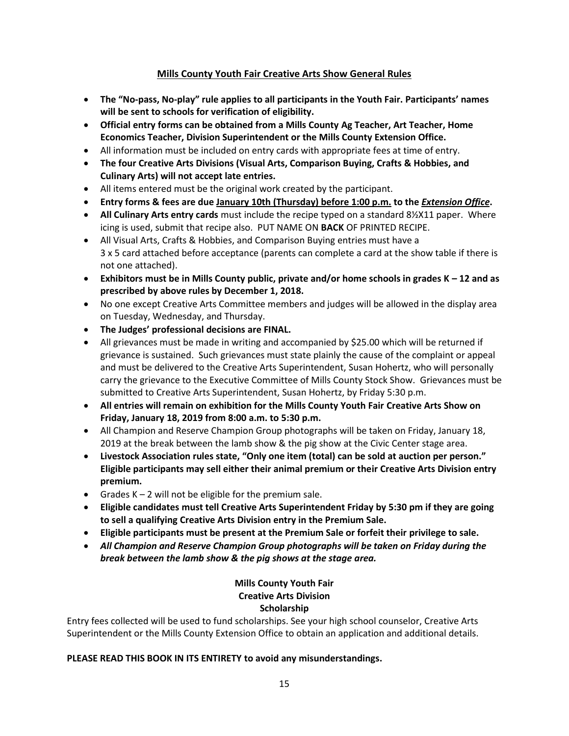## Mills County Youth Fair Creative Arts Show General Rules

- **The "No-pass, No-play" rule applies to all participants in the Youth Fair. Participants' names will be sent to schools for verification of eligibility.**
- **Official entry forms can be obtained from a Mills County Ag Teacher, Art Teacher, Home Economics Teacher, Division Superintendent or the Mills County Extension Office.**
- All information must be included on entry cards with appropriate fees at time of entry.
- **The four Creative Arts Divisions (Visual Arts, Comparison Buying, Crafts & Hobbies, and Culinary Arts) will not accept late entries.**
- All items entered must be the original work created by the participant.
- **Entry forms & fees are due January 10th (Thursday) before 1:00 p.m. to the *Extension Office*.**
- **All Culinary Arts entry cards** must include the recipe typed on a standard 8½X11 paper. Where icing is used, submit that recipe also. PUT NAME ON **BACK** OF PRINTED RECIPE.
- All Visual Arts, Crafts & Hobbies, and Comparison Buying entries must have a 3 x 5 card attached before acceptance (parents can complete a card at the show table if there is not one attached).
- **Exhibitors must be in Mills County public, private and/or home schools in grades K – 12 and as prescribed by above rules by December 1, 2018.**
- No one except Creative Arts Committee members and judges will be allowed in the display area on Tuesday, Wednesday, and Thursday.
- **The Judges' professional decisions are FINAL.**
- All grievances must be made in writing and accompanied by $25.00 which will be returned if grievance is sustained. Such grievances must state plainly the cause of the complaint or appeal and must be delivered to the Creative Arts Superintendent, Susan Hohertz, who will personally carry the grievance to the Executive Committee of Mills County Stock Show. Grievances must be submitted to Creative Arts Superintendent, Susan Hohertz, by Friday 5:30 p.m.
- **All entries will remain on exhibition for the Mills County Youth Fair Creative Arts Show on Friday, January 18, 2019 from 8:00 a.m. to 5:30 p.m.**
- All Champion and Reserve Champion Group photographs will be taken on Friday, January 18, 2019 at the break between the lamb show & the pig show at the Civic Center stage area.
- **Livestock Association rules state, "Only one item (total) can be sold at auction per person." Eligible participants may sell either their animal premium or their Creative Arts Division entry premium.**
- Grades K – 2 will not be eligible for the premium sale.
- **Eligible candidates must tell Creative Arts Superintendent Friday by 5:30 pm if they are going to sell a qualifying Creative Arts Division entry in the Premium Sale.**
- **Eligible participants must be present at the Premium Sale or forfeit their privilege to sale.**
- ***All Champion and Reserve Champion Group photographs will be taken on Friday during the break between the lamb show & the pig shows at the stage area.***

**Mills County Youth Fair**
**Creative Arts Division**
**Scholarship**

Entry fees collected will be used to fund scholarships. See your high school counselor, Creative Arts Superintendent or the Mills County Extension Office to obtain an application and additional details.

**PLEASE READ THIS BOOK IN ITS ENTIRETY to avoid any misunderstandings.**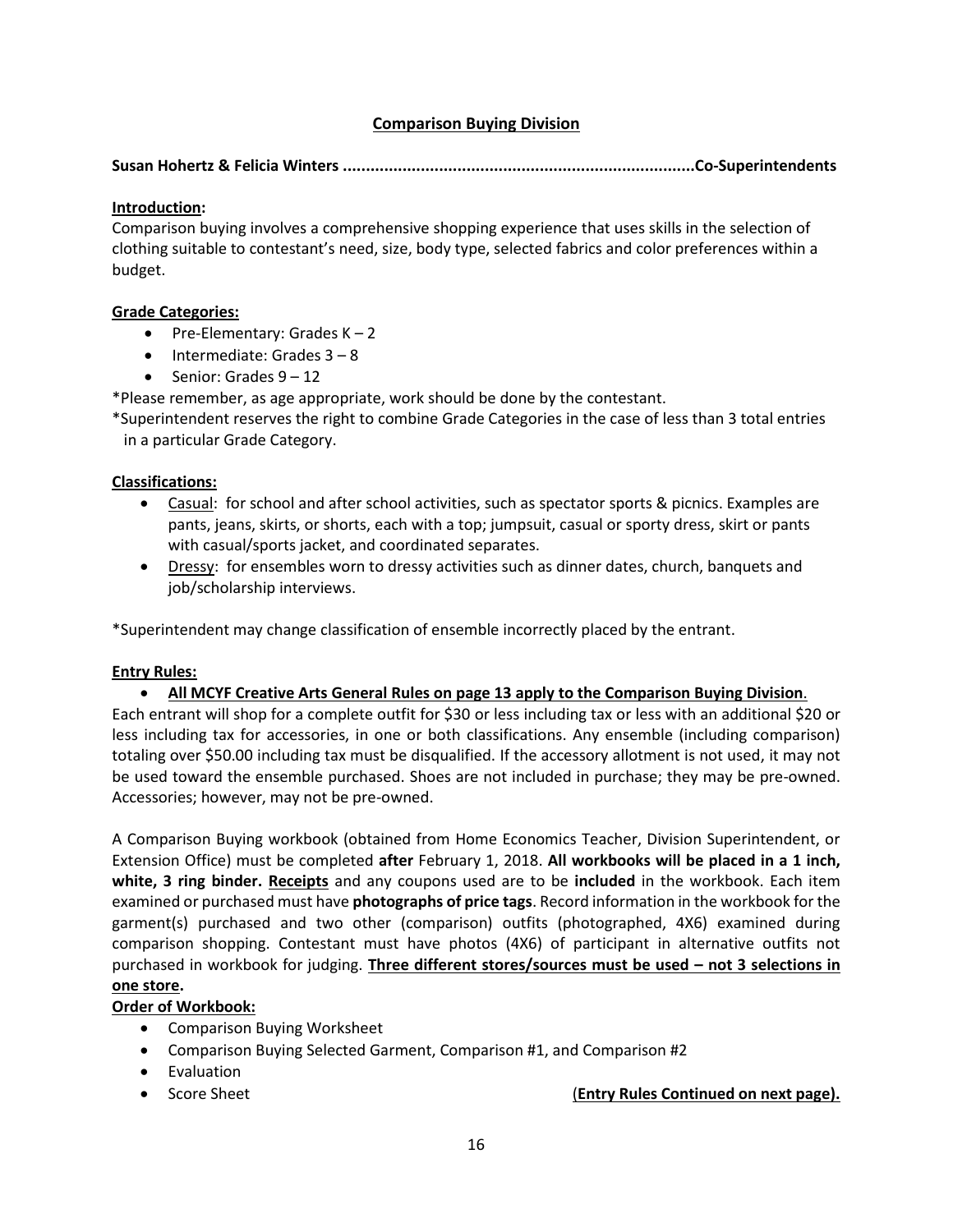## Comparison Buying Division

**Susan Hohertz & Felicia Winters ............................................................................Co-Superintendents**

**Introduction:**
Comparison buying involves a comprehensive shopping experience that uses skills in the selection of clothing suitable to contestant's need, size, body type, selected fabrics and color preferences within a budget.

**Grade Categories:**

- Pre-Elementary: Grades K – 2
- Intermediate: Grades 3 – 8
- Senior: Grades 9 – 12

*Please remember, as age appropriate, work should be done by the contestant.
*Superintendent reserves the right to combine Grade Categories in the case of less than 3 total entries in a particular Grade Category.

**Classifications:**

- Casual: for school and after school activities, such as spectator sports & picnics. Examples are pants, jeans, skirts, or shorts, each with a top; jumpsuit, casual or sporty dress, skirt or pants with casual/sports jacket, and coordinated separates.
- Dressy: for ensembles worn to dressy activities such as dinner dates, church, banquets and job/scholarship interviews.

*Superintendent may change classification of ensemble incorrectly placed by the entrant.

**Entry Rules:**

- **All MCYF Creative Arts General Rules on page 13 apply to the Comparison Buying Division**.

Each entrant will shop for a complete outfit for $30 or less including tax or less with an additional $20 or less including tax for accessories, in one or both classifications. Any ensemble (including comparison) totaling over $50.00 including tax must be disqualified. If the accessory allotment is not used, it may not be used toward the ensemble purchased. Shoes are not included in purchase; they may be pre-owned. Accessories; however, may not be pre-owned.

A Comparison Buying workbook (obtained from Home Economics Teacher, Division Superintendent, or Extension Office) must be completed **after** February 1, 2018. **All workbooks will be placed in a 1 inch, white, 3 ring binder. Receipts** and any coupons used are to be **included** in the workbook. Each item examined or purchased must have **photographs of price tags**. Record information in the workbook for the garment(s) purchased and two other (comparison) outfits (photographed, 4X6) examined during comparison shopping. Contestant must have photos (4X6) of participant in alternative outfits not purchased in workbook for judging. **Three different stores/sources must be used – not 3 selections in one store.**

**Order of Workbook:**

- Comparison Buying Worksheet
- Comparison Buying Selected Garment, Comparison #1, and Comparison #2
- Evaluation
- Score Sheet

**(Entry Rules Continued on next page).**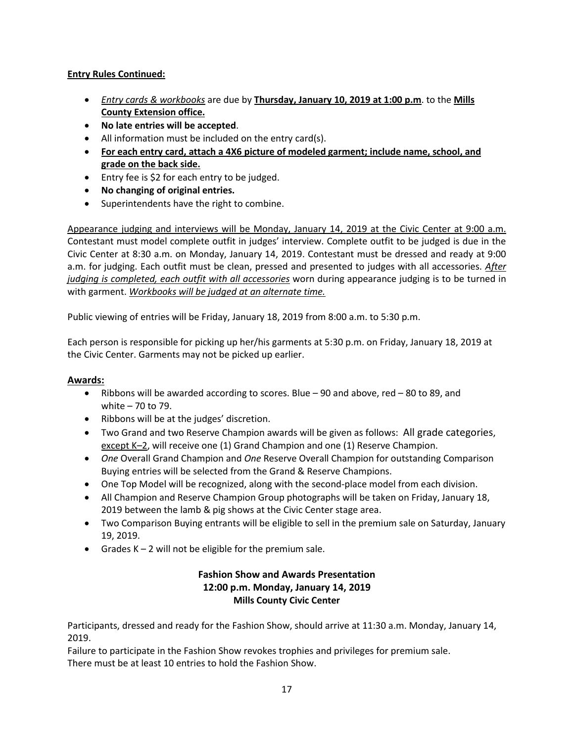**Entry Rules Continued:**

- *Entry cards & workbooks* are due by **Thursday, January 10, 2019 at 1:00 p.m**. to the **Mills County Extension office.**
- **No late entries will be accepted**.
- All information must be included on the entry card(s).
- **For each entry card, attach a 4X6 picture of modeled garment; include name, school, and grade on the back side.**
- Entry fee is $2 for each entry to be judged.
- **No changing of original entries.**
- Superintendents have the right to combine.

Appearance judging and interviews will be Monday, January 14, 2019 at the Civic Center at 9:00 a.m. Contestant must model complete outfit in judges' interview. Complete outfit to be judged is due in the Civic Center at 8:30 a.m. on Monday, January 14, 2019. Contestant must be dressed and ready at 9:00 a.m. for judging. Each outfit must be clean, pressed and presented to judges with all accessories. *After judging is completed, each outfit with all accessories* worn during appearance judging is to be turned in with garment. *Workbooks will be judged at an alternate time.*

Public viewing of entries will be Friday, January 18, 2019 from 8:00 a.m. to 5:30 p.m.

Each person is responsible for picking up her/his garments at 5:30 p.m. on Friday, January 18, 2019 at the Civic Center. Garments may not be picked up earlier.

**Awards:**

- Ribbons will be awarded according to scores. Blue – 90 and above, red – 80 to 89, and white – 70 to 79.
- Ribbons will be at the judges' discretion.
- Two Grand and two Reserve Champion awards will be given as follows: All grade categories, except K–2, will receive one (1) Grand Champion and one (1) Reserve Champion.
- *One* Overall Grand Champion and *One* Reserve Overall Champion for outstanding Comparison Buying entries will be selected from the Grand & Reserve Champions.
- One Top Model will be recognized, along with the second-place model from each division.
- All Champion and Reserve Champion Group photographs will be taken on Friday, January 18, 2019 between the lamb & pig shows at the Civic Center stage area.
- Two Comparison Buying entrants will be eligible to sell in the premium sale on Saturday, January 19, 2019.
- Grades K – 2 will not be eligible for the premium sale.

**Fashion Show and Awards Presentation**
**12:00 p.m. Monday, January 14, 2019**
**Mills County Civic Center**

Participants, dressed and ready for the Fashion Show, should arrive at 11:30 a.m. Monday, January 14, 2019.

Failure to participate in the Fashion Show revokes trophies and privileges for premium sale.
There must be at least 10 entries to hold the Fashion Show.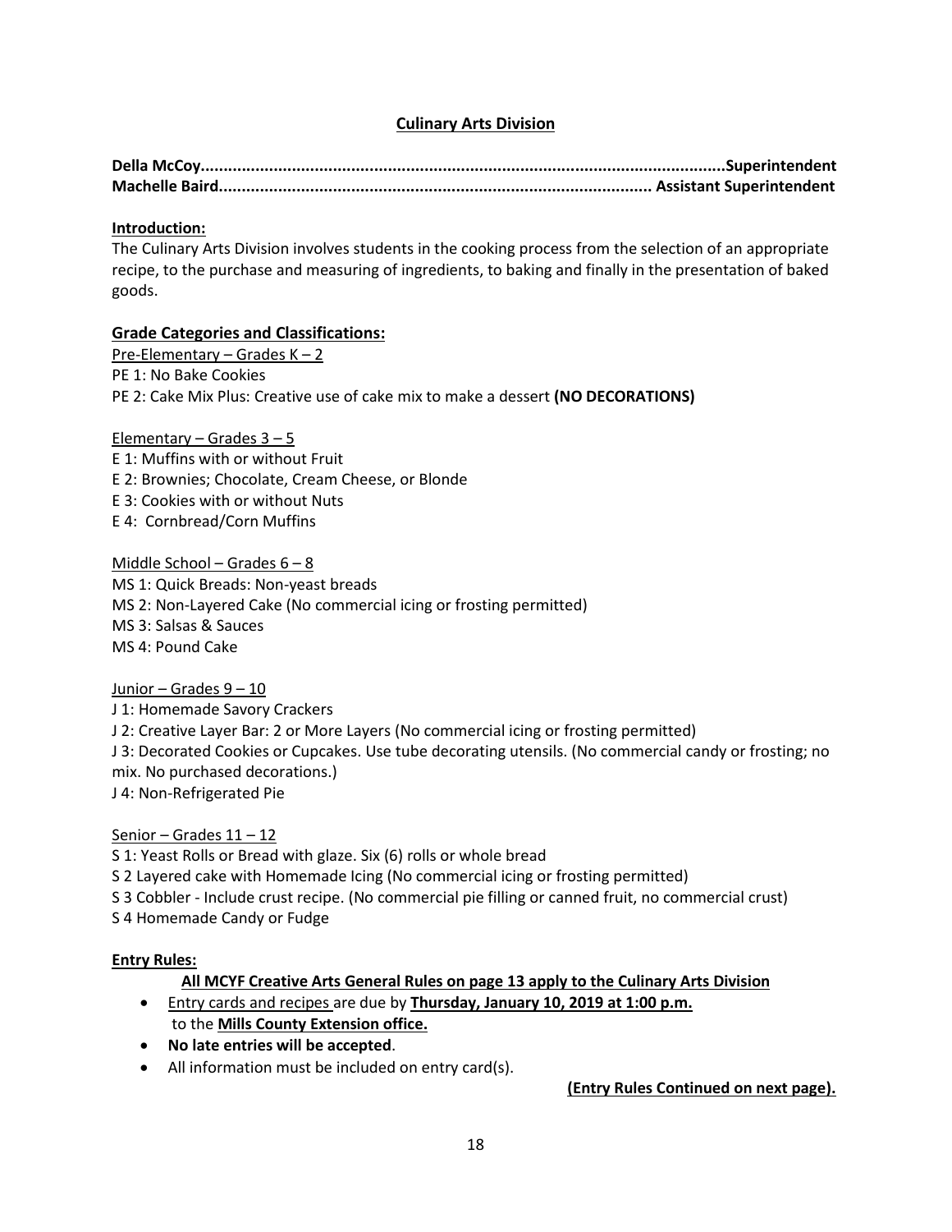## Culinary Arts Division

**Della McCoy...................................................................................................................Superintendent**
**Machelle Baird............................................................................................ Assistant Superintendent**

**Introduction:**

The Culinary Arts Division involves students in the cooking process from the selection of an appropriate recipe, to the purchase and measuring of ingredients, to baking and finally in the presentation of baked goods.

**Grade Categories and Classifications:**

Pre-Elementary – Grades K – 2

PE 1: No Bake Cookies
PE 2: Cake Mix Plus: Creative use of cake mix to make a dessert **(NO DECORATIONS)**

Elementary – Grades 3 – 5

E 1: Muffins with or without Fruit
E 2: Brownies; Chocolate, Cream Cheese, or Blonde
E 3: Cookies with or without Nuts
E 4: Cornbread/Corn Muffins

Middle School – Grades 6 – 8

MS 1: Quick Breads: Non-yeast breads
MS 2: Non-Layered Cake (No commercial icing or frosting permitted)
MS 3: Salsas & Sauces
MS 4: Pound Cake

Junior – Grades 9 – 10

J 1: Homemade Savory Crackers
J 2: Creative Layer Bar: 2 or More Layers (No commercial icing or frosting permitted)
J 3: Decorated Cookies or Cupcakes. Use tube decorating utensils. (No commercial candy or frosting; no mix. No purchased decorations.)
J 4: Non-Refrigerated Pie

Senior – Grades 11 – 12

S 1: Yeast Rolls or Bread with glaze. Six (6) rolls or whole bread
S 2 Layered cake with Homemade Icing (No commercial icing or frosting permitted)
S 3 Cobbler - Include crust recipe. (No commercial pie filling or canned fruit, no commercial crust)
S 4 Homemade Candy or Fudge

**Entry Rules:**

**All MCYF Creative Arts General Rules on page 13 apply to the Culinary Arts Division**

- Entry cards and recipes are due by **Thursday, January 10, 2019 at 1:00 p.m.** to the **Mills County Extension office.**
- **No late entries will be accepted**.
- All information must be included on entry card(s).

**(Entry Rules Continued on next page).**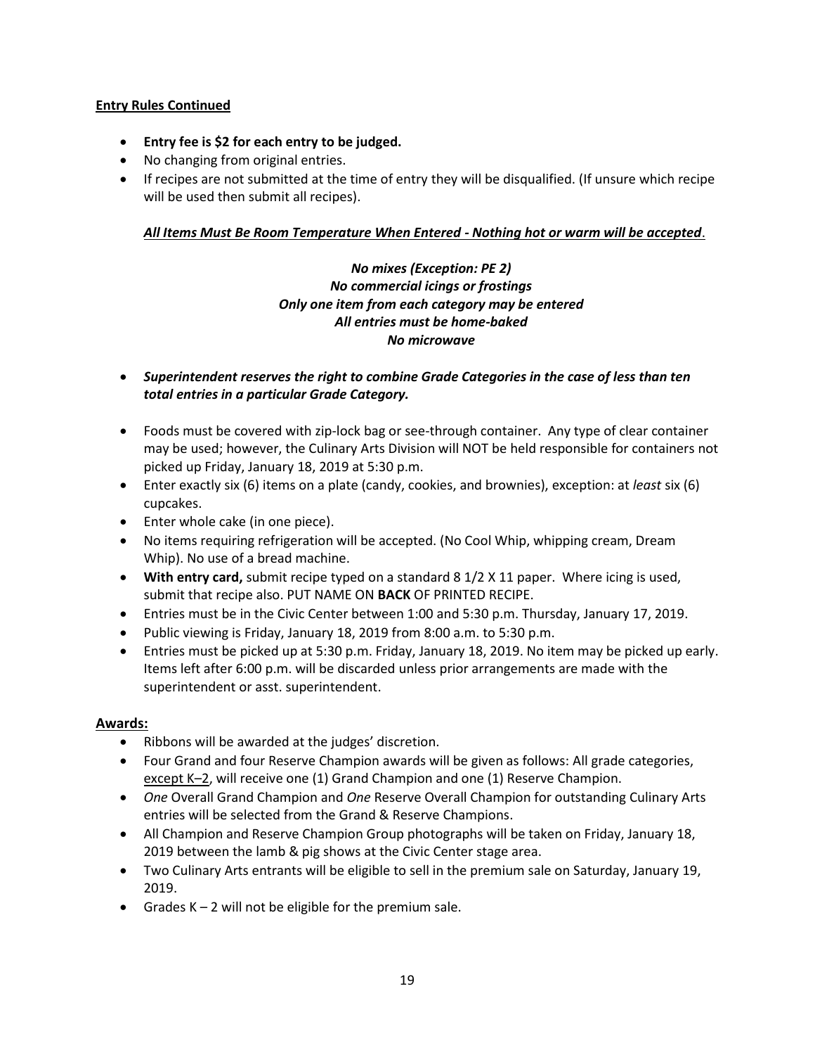**Entry Rules Continued**

- **Entry fee is $2 for each entry to be judged.**
- No changing from original entries.
- If recipes are not submitted at the time of entry they will be disqualified. (If unsure which recipe will be used then submit all recipes).

***All Items Must Be Room Temperature When Entered - Nothing hot or warm will be accepted***.

***No mixes (Exception: PE 2)***
***No commercial icings or frostings***
***Only one item from each category may be entered***
***All entries must be home-baked***
***No microwave***

- ***Superintendent reserves the right to combine Grade Categories in the case of less than ten total entries in a particular Grade Category.***

- Foods must be covered with zip-lock bag or see-through container. Any type of clear container may be used; however, the Culinary Arts Division will NOT be held responsible for containers not picked up Friday, January 18, 2019 at 5:30 p.m.
- Enter exactly six (6) items on a plate (candy, cookies, and brownies), exception: at *least* six (6) cupcakes.
- Enter whole cake (in one piece).
- No items requiring refrigeration will be accepted. (No Cool Whip, whipping cream, Dream Whip). No use of a bread machine.
- **With entry card,** submit recipe typed on a standard 8 1/2 X 11 paper. Where icing is used, submit that recipe also. PUT NAME ON **BACK** OF PRINTED RECIPE.
- Entries must be in the Civic Center between 1:00 and 5:30 p.m. Thursday, January 17, 2019.
- Public viewing is Friday, January 18, 2019 from 8:00 a.m. to 5:30 p.m.
- Entries must be picked up at 5:30 p.m. Friday, January 18, 2019. No item may be picked up early. Items left after 6:00 p.m. will be discarded unless prior arrangements are made with the superintendent or asst. superintendent.

**Awards:**

- Ribbons will be awarded at the judges' discretion.
- Four Grand and four Reserve Champion awards will be given as follows: All grade categories, except K–2, will receive one (1) Grand Champion and one (1) Reserve Champion.
- *One* Overall Grand Champion and *One* Reserve Overall Champion for outstanding Culinary Arts entries will be selected from the Grand & Reserve Champions.
- All Champion and Reserve Champion Group photographs will be taken on Friday, January 18, 2019 between the lamb & pig shows at the Civic Center stage area.
- Two Culinary Arts entrants will be eligible to sell in the premium sale on Saturday, January 19, 2019.
- Grades K – 2 will not be eligible for the premium sale.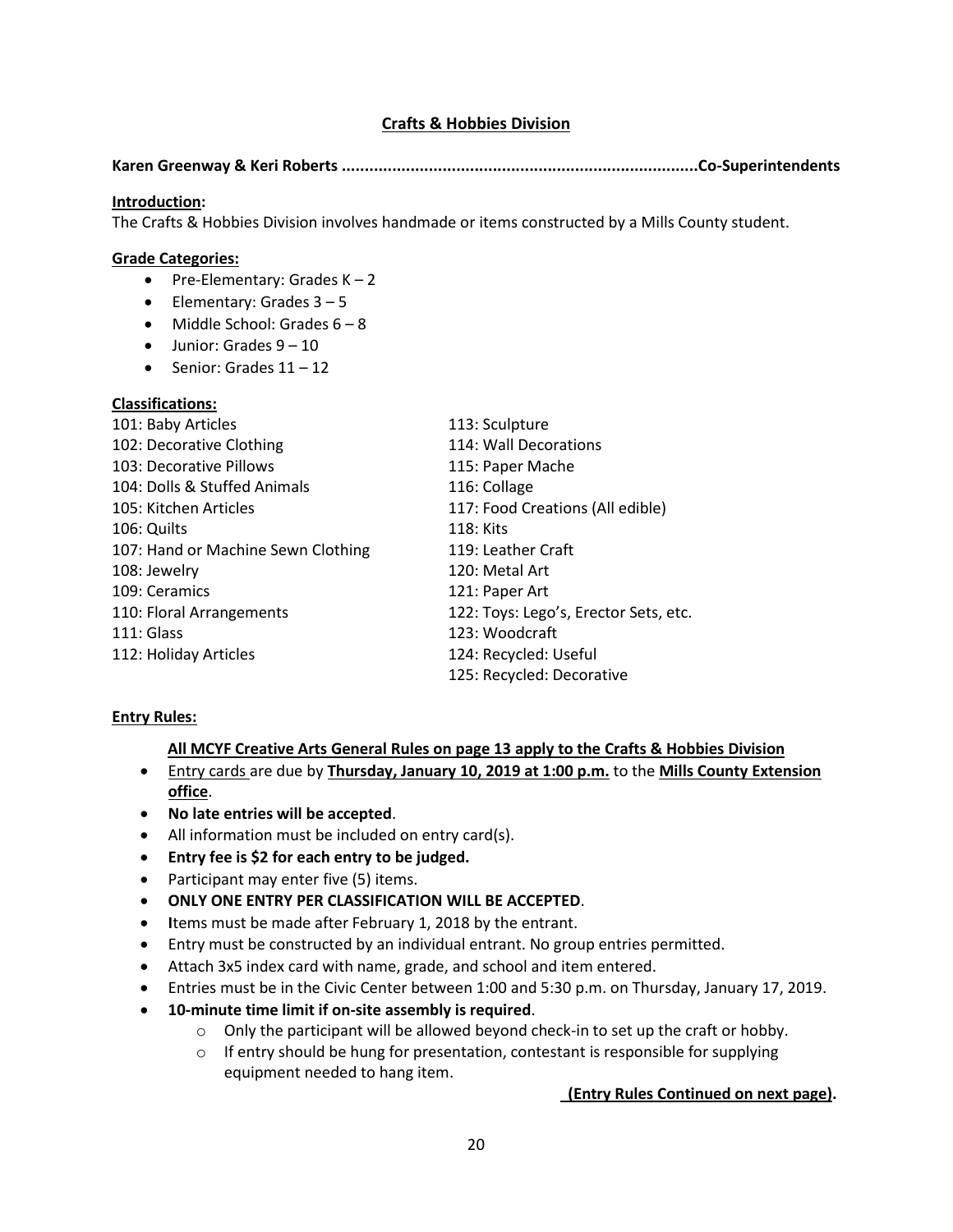## Crafts & Hobbies Division

**Karen Greenway & Keri Roberts ..............................................................................Co-Superintendents**

**Introduction:**

The Crafts & Hobbies Division involves handmade or items constructed by a Mills County student.

**Grade Categories:**

- Pre-Elementary: Grades K – 2
- Elementary: Grades 3 – 5
- Middle School: Grades 6 – 8
- Junior: Grades 9 – 10
- Senior: Grades 11 – 12

**Classifications:**

101: Baby Articles
102: Decorative Clothing
103: Decorative Pillows
104: Dolls & Stuffed Animals
105: Kitchen Articles
106: Quilts
107: Hand or Machine Sewn Clothing
108: Jewelry
109: Ceramics
110: Floral Arrangements
111: Glass
112: Holiday Articles
113: Sculpture
114: Wall Decorations
115: Paper Mache
116: Collage
117: Food Creations (All edible)
118: Kits
119: Leather Craft
120: Metal Art
121: Paper Art
122: Toys: Lego's, Erector Sets, etc.
123: Woodcraft
124: Recycled: Useful
125: Recycled: Decorative

**Entry Rules:**

**All MCYF Creative Arts General Rules on page 13 apply to the Crafts & Hobbies Division**

- Entry cards are due by **Thursday, January 10, 2019 at 1:00 p.m.** to the **Mills County Extension office**.
- **No late entries will be accepted**.
- All information must be included on entry card(s).
- **Entry fee is $2 for each entry to be judged.**
- Participant may enter five (5) items.
- **ONLY ONE ENTRY PER CLASSIFICATION WILL BE ACCEPTED**.
- Items must be made after February 1, 2018 by the entrant.
- Entry must be constructed by an individual entrant. No group entries permitted.
- Attach 3x5 index card with name, grade, and school and item entered.
- Entries must be in the Civic Center between 1:00 and 5:30 p.m. on Thursday, January 17, 2019.
- **10-minute time limit if on-site assembly is required**.
  - Only the participant will be allowed beyond check-in to set up the craft or hobby.
  - If entry should be hung for presentation, contestant is responsible for supplying equipment needed to hang item.

**(Entry Rules Continued on next page).**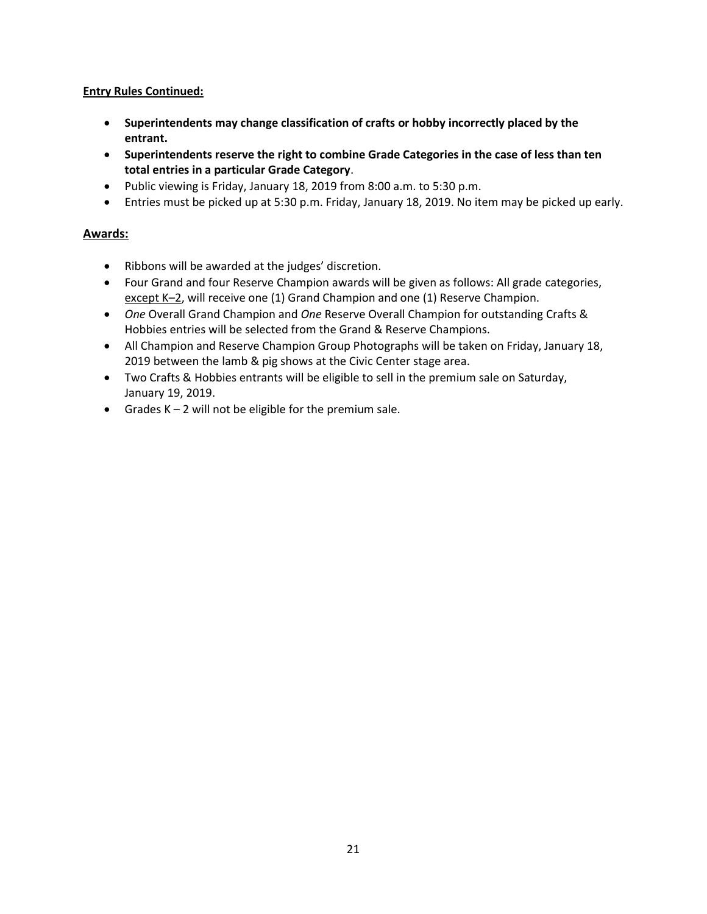**Entry Rules Continued:**

- **Superintendents may change classification of crafts or hobby incorrectly placed by the entrant.**
- **Superintendents reserve the right to combine Grade Categories in the case of less than ten total entries in a particular Grade Category**.
- Public viewing is Friday, January 18, 2019 from 8:00 a.m. to 5:30 p.m.
- Entries must be picked up at 5:30 p.m. Friday, January 18, 2019. No item may be picked up early.

**Awards:**

- Ribbons will be awarded at the judges' discretion.
- Four Grand and four Reserve Champion awards will be given as follows: All grade categories, except K–2, will receive one (1) Grand Champion and one (1) Reserve Champion.
- *One* Overall Grand Champion and *One* Reserve Overall Champion for outstanding Crafts & Hobbies entries will be selected from the Grand & Reserve Champions.
- All Champion and Reserve Champion Group Photographs will be taken on Friday, January 18, 2019 between the lamb & pig shows at the Civic Center stage area.
- Two Crafts & Hobbies entrants will be eligible to sell in the premium sale on Saturday, January 19, 2019.
- Grades K – 2 will not be eligible for the premium sale.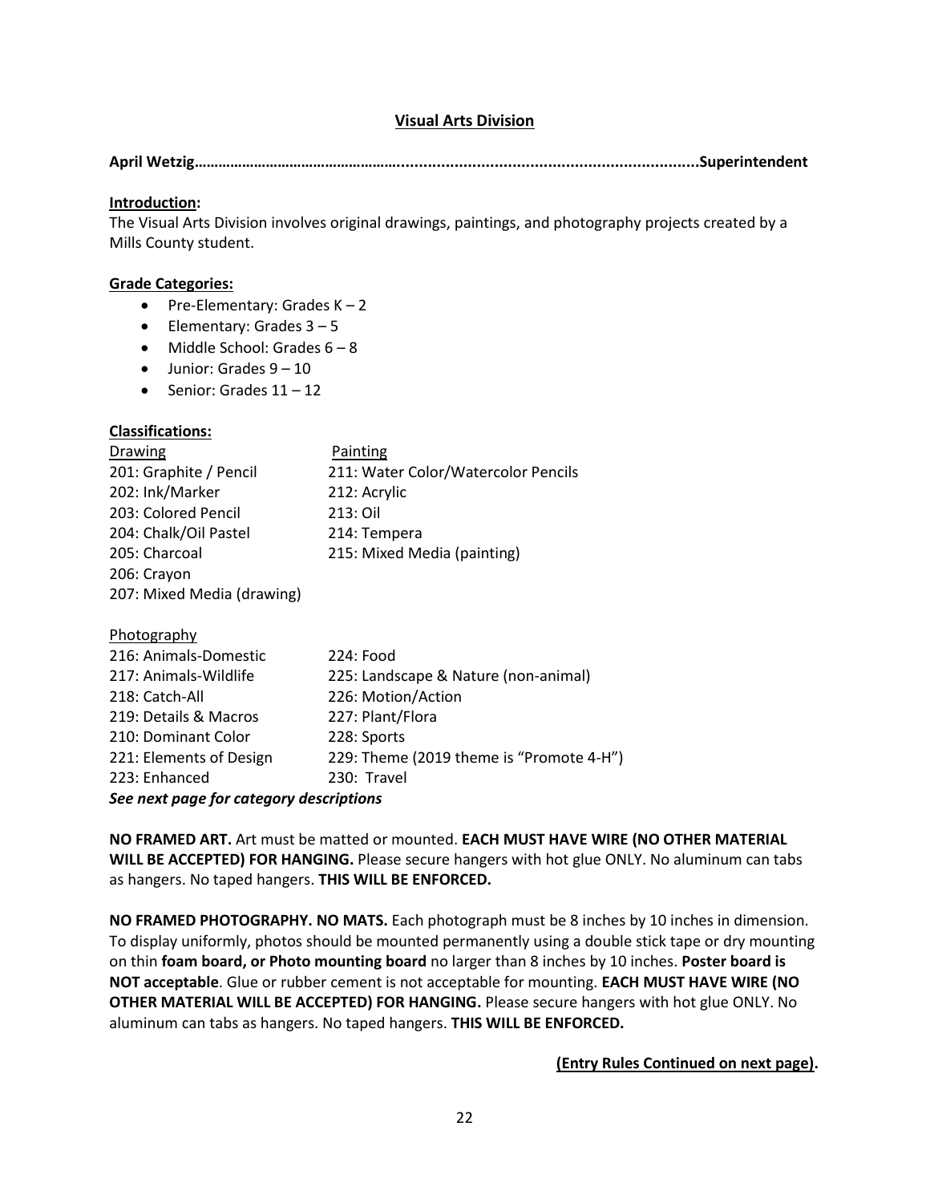## Visual Arts Division

**April Wetzig…………………………………………….................................................................Superintendent**

**Introduction:**

The Visual Arts Division involves original drawings, paintings, and photography projects created by a Mills County student.

**Grade Categories:**

- Pre-Elementary: Grades K – 2
- Elementary: Grades 3 – 5
- Middle School: Grades 6 – 8
- Junior: Grades 9 – 10
- Senior: Grades 11 – 12

**Classifications:**

| Drawing | Painting |
|---|---|
| 201: Graphite / Pencil | 211: Water Color/Watercolor Pencils |
| 202: Ink/Marker | 212: Acrylic |
| 203: Colored Pencil | 213: Oil |
| 204: Chalk/Oil Pastel | 214: Tempera |
| 205: Charcoal | 215: Mixed Media (painting) |
| 206: Crayon | |
| 207: Mixed Media (drawing) | |

Photography

| | |
|---|---|
| 216: Animals-Domestic | 224: Food |
| 217: Animals-Wildlife | 225: Landscape & Nature (non-animal) |
| 218: Catch-All | 226: Motion/Action |
| 219: Details & Macros | 227: Plant/Flora |
| 210: Dominant Color | 228: Sports |
| 221: Elements of Design | 229: Theme (2019 theme is "Promote 4-H") |
| 223: Enhanced | 230: Travel |

***See next page for category descriptions***

**NO FRAMED ART.** Art must be matted or mounted. **EACH MUST HAVE WIRE (NO OTHER MATERIAL WILL BE ACCEPTED) FOR HANGING.** Please secure hangers with hot glue ONLY. No aluminum can tabs as hangers. No taped hangers. **THIS WILL BE ENFORCED.**

**NO FRAMED PHOTOGRAPHY. NO MATS.** Each photograph must be 8 inches by 10 inches in dimension. To display uniformly, photos should be mounted permanently using a double stick tape or dry mounting on thin **foam board, or Photo mounting board** no larger than 8 inches by 10 inches. **Poster board is NOT acceptable**. Glue or rubber cement is not acceptable for mounting. **EACH MUST HAVE WIRE (NO OTHER MATERIAL WILL BE ACCEPTED) FOR HANGING.** Please secure hangers with hot glue ONLY. No aluminum can tabs as hangers. No taped hangers. **THIS WILL BE ENFORCED.**

**(Entry Rules Continued on next page).**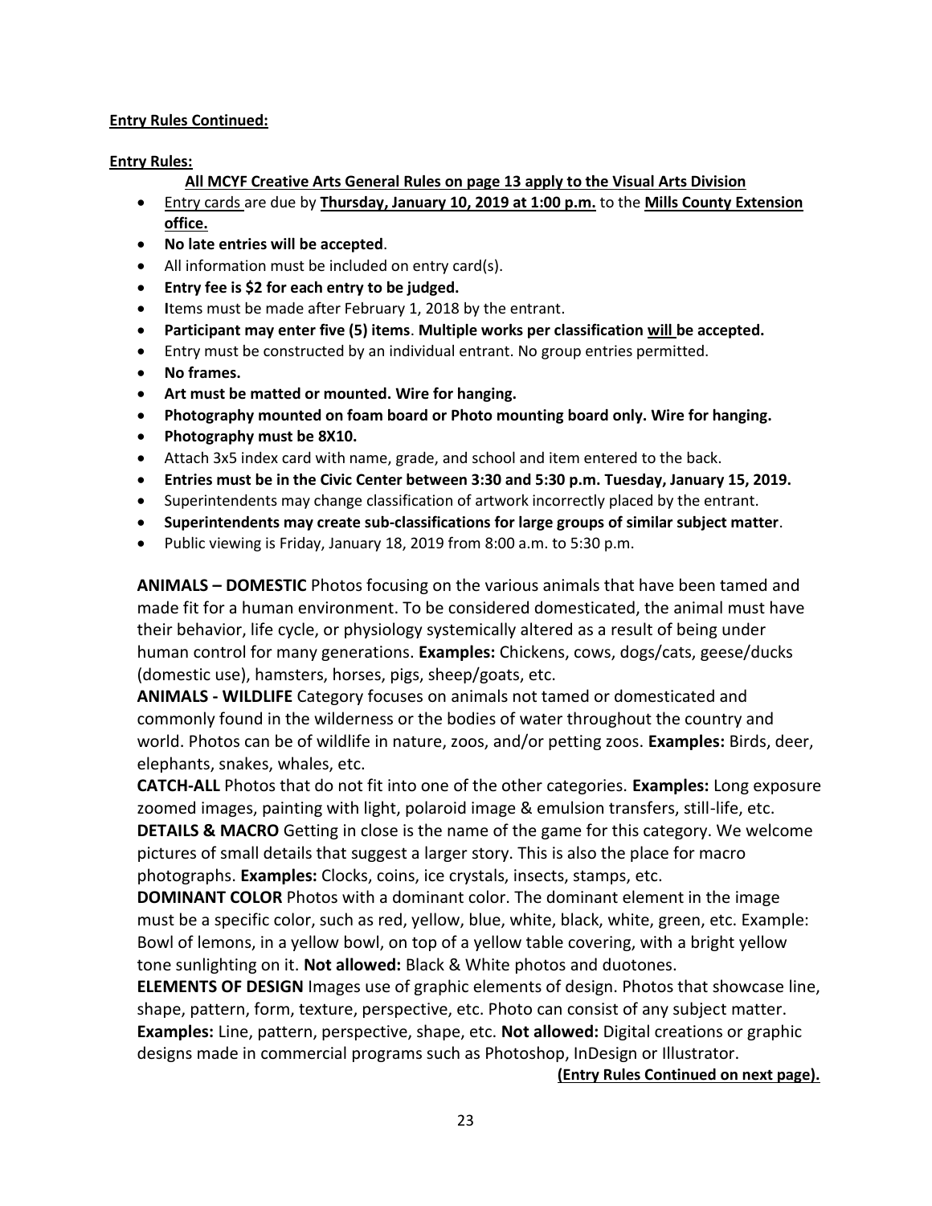**Entry Rules Continued:**

**Entry Rules:**

**All MCYF Creative Arts General Rules on page 13 apply to the Visual Arts Division**

- Entry cards are due by **Thursday, January 10, 2019 at 1:00 p.m.** to the **Mills County Extension office.**
- **No late entries will be accepted**.
- All information must be included on entry card(s).
- **Entry fee is $2 for each entry to be judged.**
- **I**tems must be made after February 1, 2018 by the entrant.
- **Participant may enter five (5) items**. **Multiple works per classification will be accepted.**
- Entry must be constructed by an individual entrant. No group entries permitted.
- **No frames.**
- **Art must be matted or mounted. Wire for hanging.**
- **Photography mounted on foam board or Photo mounting board only. Wire for hanging.**
- **Photography must be 8X10.**
- Attach 3x5 index card with name, grade, and school and item entered to the back.
- **Entries must be in the Civic Center between 3:30 and 5:30 p.m. Tuesday, January 15, 2019.**
- Superintendents may change classification of artwork incorrectly placed by the entrant.
- **Superintendents may create sub-classifications for large groups of similar subject matter**.
- Public viewing is Friday, January 18, 2019 from 8:00 a.m. to 5:30 p.m.

**ANIMALS – DOMESTIC** Photos focusing on the various animals that have been tamed and made fit for a human environment. To be considered domesticated, the animal must have their behavior, life cycle, or physiology systemically altered as a result of being under human control for many generations. **Examples:** Chickens, cows, dogs/cats, geese/ducks (domestic use), hamsters, horses, pigs, sheep/goats, etc.

**ANIMALS - WILDLIFE** Category focuses on animals not tamed or domesticated and commonly found in the wilderness or the bodies of water throughout the country and world. Photos can be of wildlife in nature, zoos, and/or petting zoos. **Examples:** Birds, deer, elephants, snakes, whales, etc.

**CATCH-ALL** Photos that do not fit into one of the other categories. **Examples:** Long exposure zoomed images, painting with light, polaroid image & emulsion transfers, still-life, etc.

**DETAILS & MACRO** Getting in close is the name of the game for this category. We welcome pictures of small details that suggest a larger story. This is also the place for macro photographs. **Examples:** Clocks, coins, ice crystals, insects, stamps, etc.

**DOMINANT COLOR** Photos with a dominant color. The dominant element in the image must be a specific color, such as red, yellow, blue, white, black, white, green, etc. Example: Bowl of lemons, in a yellow bowl, on top of a yellow table covering, with a bright yellow tone sunlighting on it. **Not allowed:** Black & White photos and duotones.

**ELEMENTS OF DESIGN** Images use of graphic elements of design. Photos that showcase line, shape, pattern, form, texture, perspective, etc. Photo can consist of any subject matter. **Examples:** Line, pattern, perspective, shape, etc. **Not allowed:** Digital creations or graphic designs made in commercial programs such as Photoshop, InDesign or Illustrator.

**(Entry Rules Continued on next page).**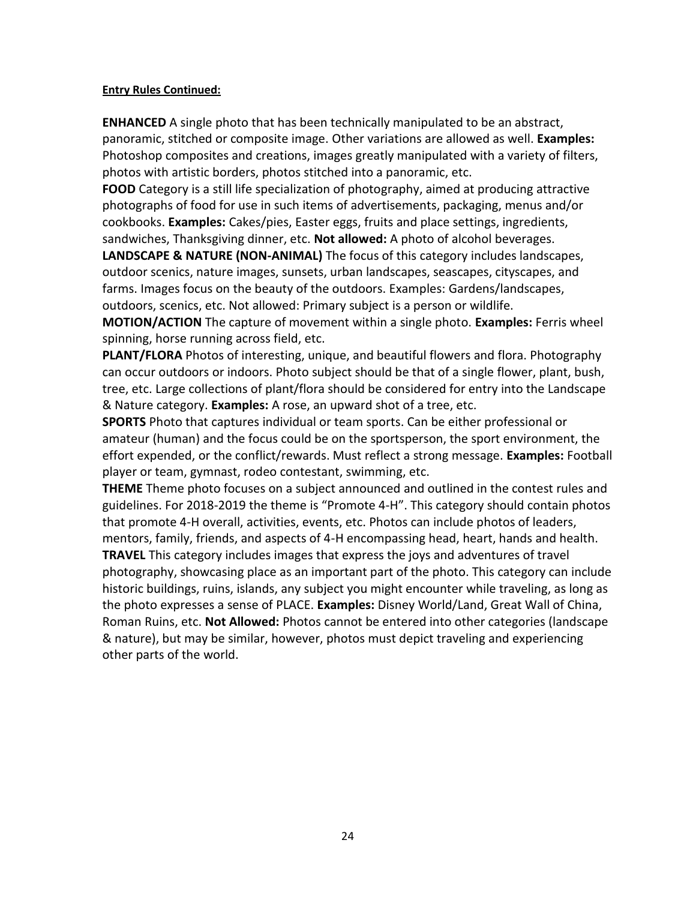**Entry Rules Continued:**

**ENHANCED** A single photo that has been technically manipulated to be an abstract, panoramic, stitched or composite image. Other variations are allowed as well. **Examples:** Photoshop composites and creations, images greatly manipulated with a variety of filters, photos with artistic borders, photos stitched into a panoramic, etc.

**FOOD** Category is a still life specialization of photography, aimed at producing attractive photographs of food for use in such items of advertisements, packaging, menus and/or cookbooks. **Examples:** Cakes/pies, Easter eggs, fruits and place settings, ingredients, sandwiches, Thanksgiving dinner, etc. **Not allowed:** A photo of alcohol beverages.

**LANDSCAPE & NATURE (NON-ANIMAL)** The focus of this category includes landscapes, outdoor scenics, nature images, sunsets, urban landscapes, seascapes, cityscapes, and farms. Images focus on the beauty of the outdoors. Examples: Gardens/landscapes, outdoors, scenics, etc. Not allowed: Primary subject is a person or wildlife.

**MOTION/ACTION** The capture of movement within a single photo. **Examples:** Ferris wheel spinning, horse running across field, etc.

**PLANT/FLORA** Photos of interesting, unique, and beautiful flowers and flora. Photography can occur outdoors or indoors. Photo subject should be that of a single flower, plant, bush, tree, etc. Large collections of plant/flora should be considered for entry into the Landscape & Nature category. **Examples:** A rose, an upward shot of a tree, etc.

**SPORTS** Photo that captures individual or team sports. Can be either professional or amateur (human) and the focus could be on the sportsperson, the sport environment, the effort expended, or the conflict/rewards. Must reflect a strong message. **Examples:** Football player or team, gymnast, rodeo contestant, swimming, etc.

**THEME** Theme photo focuses on a subject announced and outlined in the contest rules and guidelines. For 2018-2019 the theme is "Promote 4-H". This category should contain photos that promote 4-H overall, activities, events, etc. Photos can include photos of leaders, mentors, family, friends, and aspects of 4-H encompassing head, heart, hands and health.

**TRAVEL** This category includes images that express the joys and adventures of travel photography, showcasing place as an important part of the photo. This category can include historic buildings, ruins, islands, any subject you might encounter while traveling, as long as the photo expresses a sense of PLACE. **Examples:** Disney World/Land, Great Wall of China, Roman Ruins, etc. **Not Allowed:** Photos cannot be entered into other categories (landscape & nature), but may be similar, however, photos must depict traveling and experiencing other parts of the world.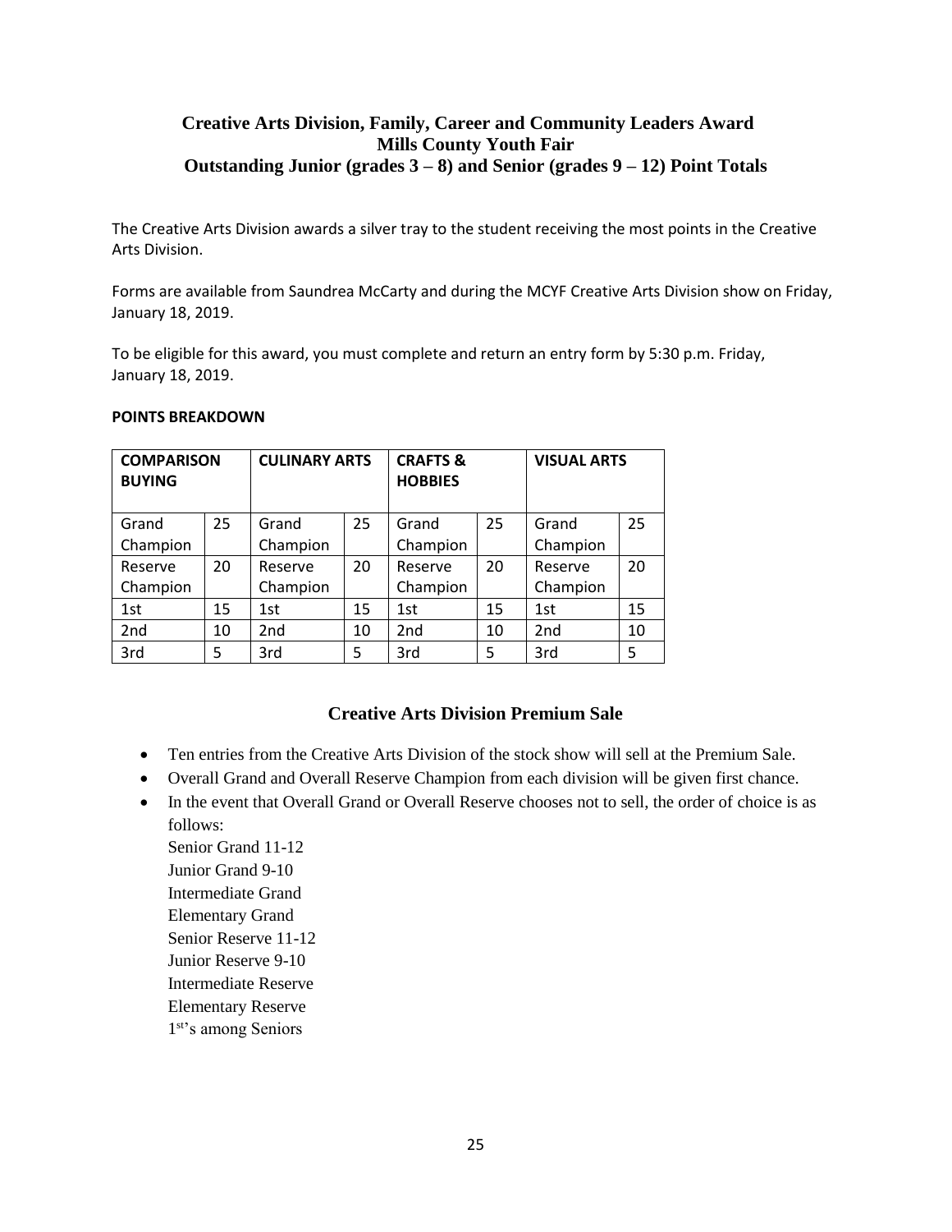## Creative Arts Division, Family, Career and Community Leaders Award
## Mills County Youth Fair
## Outstanding Junior (grades 3 – 8) and Senior (grades 9 – 12) Point Totals

The Creative Arts Division awards a silver tray to the student receiving the most points in the Creative Arts Division.

Forms are available from Saundrea McCarty and during the MCYF Creative Arts Division show on Friday, January 18, 2019.

To be eligible for this award, you must complete and return an entry form by 5:30 p.m. Friday, January 18, 2019.

**POINTS BREAKDOWN**

| **COMPARISON BUYING** | | **CULINARY ARTS** | | **CRAFTS & HOBBIES** | | **VISUAL ARTS** | |
|---|---|---|---|---|---|---|---|
| Grand Champion | 25 | Grand Champion | 25 | Grand Champion | 25 | Grand Champion | 25 |
| Reserve Champion | 20 | Reserve Champion | 20 | Reserve Champion | 20 | Reserve Champion | 20 |
| 1st | 15 | 1st | 15 | 1st | 15 | 1st | 15 |
| 2nd | 10 | 2nd | 10 | 2nd | 10 | 2nd | 10 |
| 3rd | 5 | 3rd | 5 | 3rd | 5 | 3rd | 5 |

## Creative Arts Division Premium Sale

- Ten entries from the Creative Arts Division of the stock show will sell at the Premium Sale.
- Overall Grand and Overall Reserve Champion from each division will be given first chance.
- In the event that Overall Grand or Overall Reserve chooses not to sell, the order of choice is as follows:
  Senior Grand 11-12
  Junior Grand 9-10
  Intermediate Grand
  Elementary Grand
  Senior Reserve 11-12
  Junior Reserve 9-10
  Intermediate Reserve
  Elementary Reserve
  1st's among Seniors